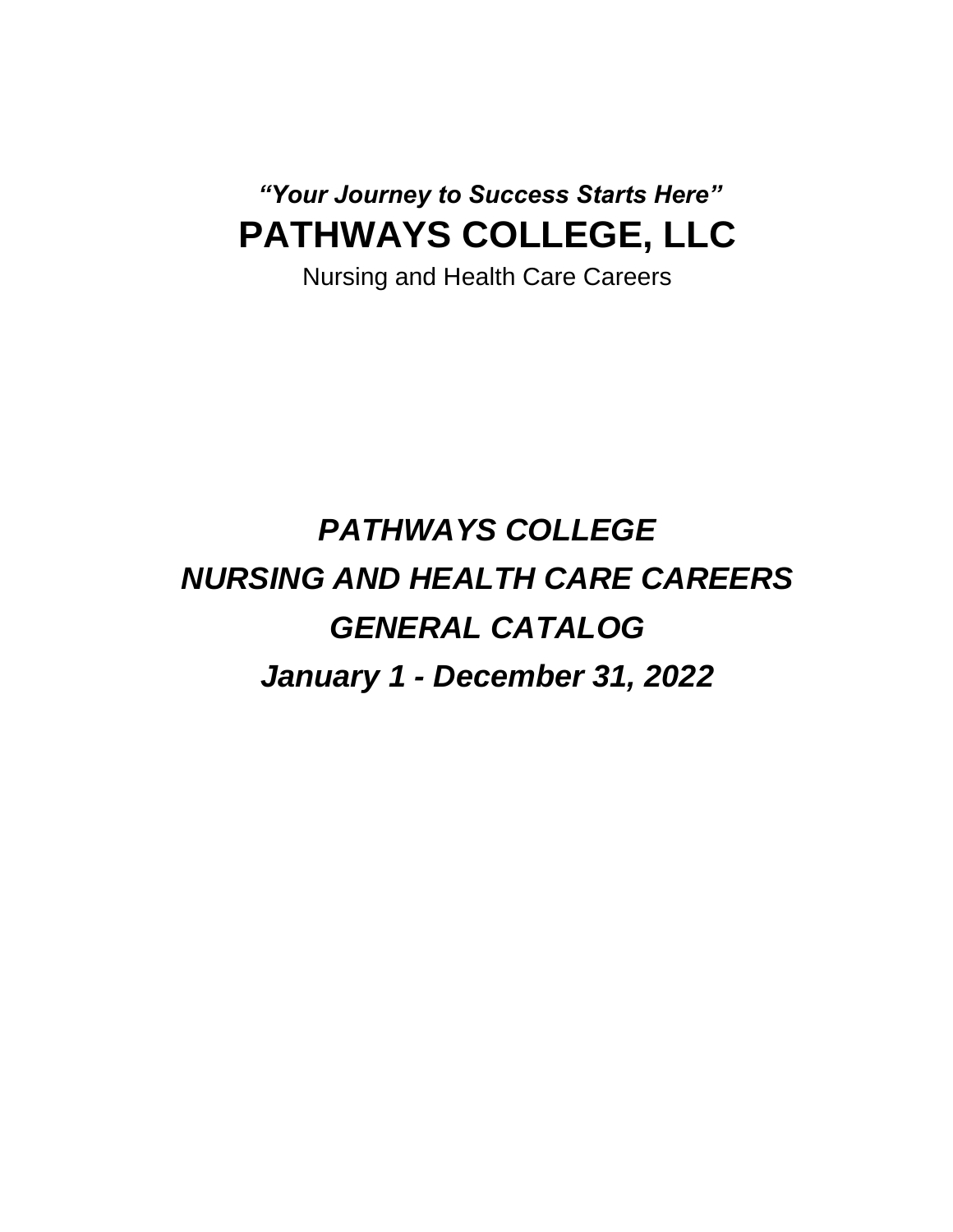*"Your Journey to Success Starts Here"*

# PATHWAYS COLLEGE, LLC

Nursing and Health Care Careers

## *PATHWAYS COLLEGE*
## *NURSING AND HEALTH CARE CAREERS*
## *GENERAL CATALOG*
## *January 1 - December 31, 2022*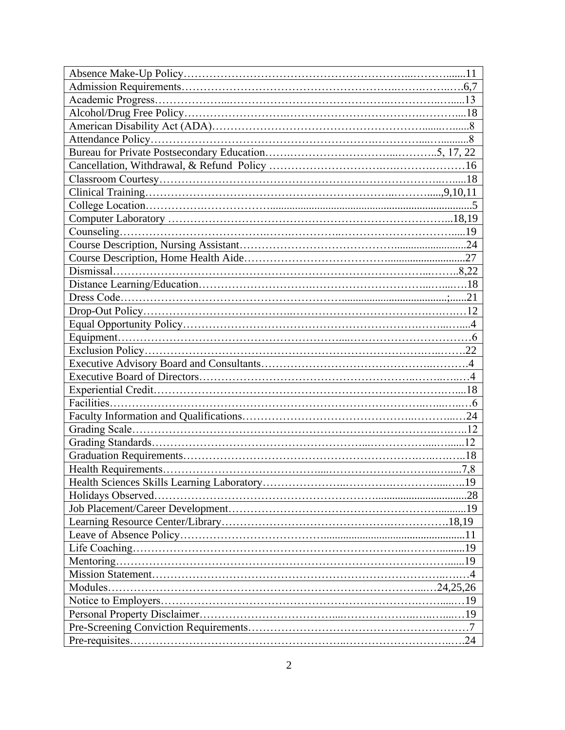| | |
|---|---|
| Absence Make-Up Policy | 11 |
| Admission Requirements | 6,7 |
| Academic Progress | 13 |
| Alcohol/Drug Free Policy | 18 |
| American Disability Act (ADA) | 8 |
| Attendance Policy | 8 |
| Bureau for Private Postsecondary Education | 5, 17, 22 |
| Cancellation, Withdrawal, & Refund Policy | 16 |
| Classroom Courtesy | 18 |
| Clinical Training | 9,10,11 |
| College Location | 5 |
| Computer Laboratory | 18,19 |
| Counseling | 19 |
| Course Description, Nursing Assistant | 24 |
| Course Description, Home Health Aide | 27 |
| Dismissal | 8,22 |
| Distance Learning/Education | 18 |
| Dress Code | 21 |
| Drop-Out Policy | 12 |
| Equal Opportunity Policy | 4 |
| Equipment | 6 |
| Exclusion Policy | 22 |
| Executive Advisory Board and Consultants | 4 |
| Executive Board of Directors | 4 |
| Experiential Credit | 18 |
| Facilities | 6 |
| Faculty Information and Qualifications | 24 |
| Grading Scale | 12 |
| Grading Standards | 12 |
| Graduation Requirements | 18 |
| Health Requirements | 7,8 |
| Health Sciences Skills Learning Laboratory | 19 |
| Holidays Observed | 28 |
| Job Placement/Career Development | 19 |
| Learning Resource Center/Library | 18,19 |
| Leave of Absence Policy | 11 |
| Life Coaching | 19 |
| Mentoring | 19 |
| Mission Statement | 4 |
| Modules | 24,25,26 |
| Notice to Employers | 19 |
| Personal Property Disclaimer | 19 |
| Pre-Screening Conviction Requirements | 7 |
| Pre-requisites | 24 |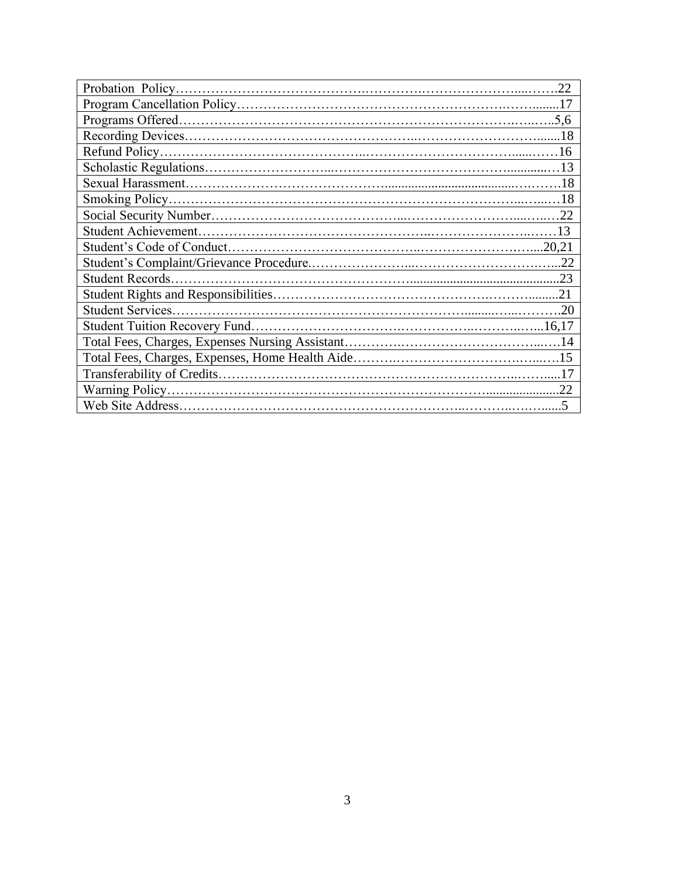| | |
|---|---|
| Probation Policy | 22 |
| Program Cancellation Policy | 17 |
| Programs Offered | 5,6 |
| Recording Devices | 18 |
| Refund Policy | 16 |
| Scholastic Regulations | 13 |
| Sexual Harassment | 18 |
| Smoking Policy | 18 |
| Social Security Number | 22 |
| Student Achievement | 13 |
| Student's Code of Conduct | 20,21 |
| Student's Complaint/Grievance Procedure | 22 |
| Student Records | 23 |
| Student Rights and Responsibilities | 21 |
| Student Services | 20 |
| Student Tuition Recovery Fund | 16,17 |
| Total Fees, Charges, Expenses Nursing Assistant | 14 |
| Total Fees, Charges, Expenses, Home Health Aide | 15 |
| Transferability of Credits | 17 |
| Warning Policy | 22 |
| Web Site Address | 5 |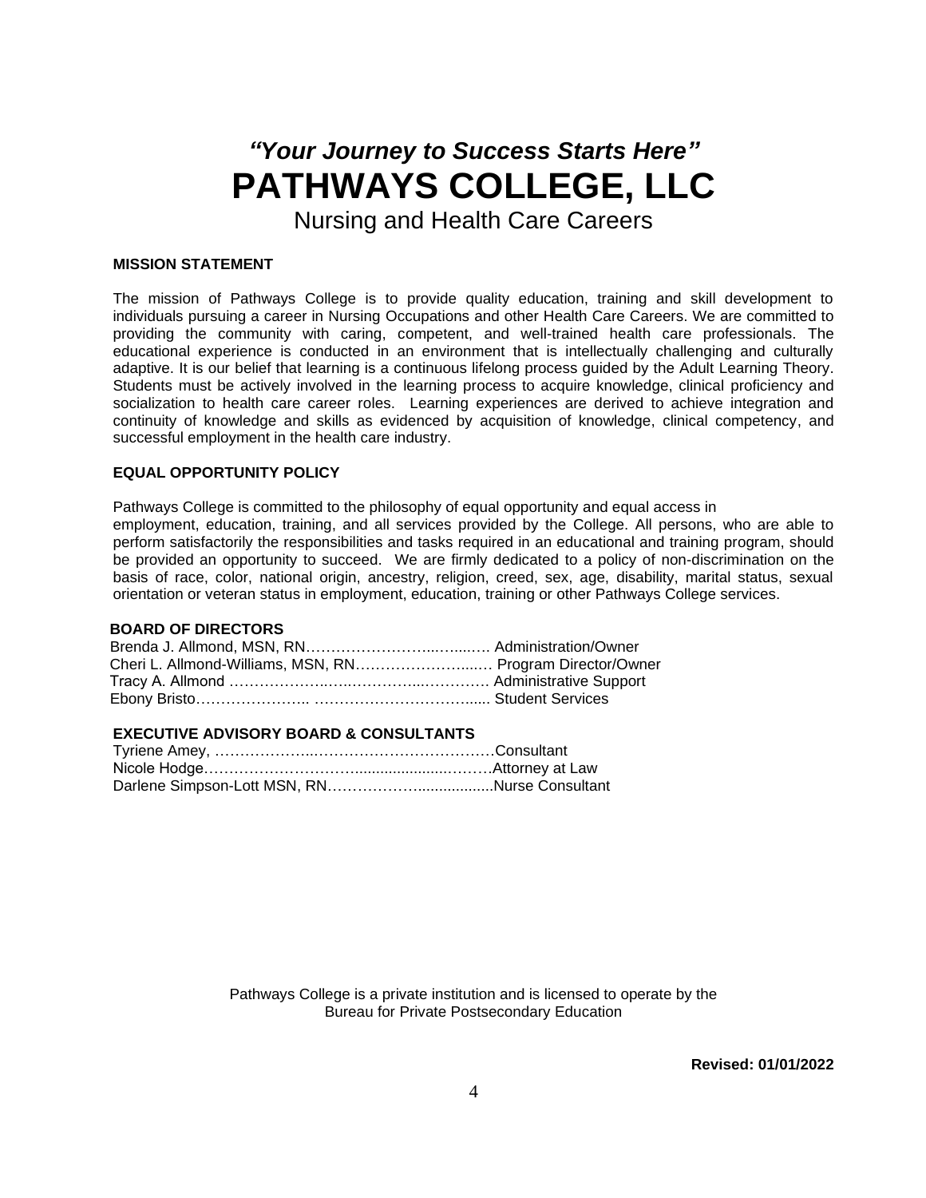# *"Your Journey to Success Starts Here"*

# PATHWAYS COLLEGE, LLC

## Nursing and Health Care Careers

**MISSION STATEMENT**

The mission of Pathways College is to provide quality education, training and skill development to individuals pursuing a career in Nursing Occupations and other Health Care Careers. We are committed to providing the community with caring, competent, and well-trained health care professionals. The educational experience is conducted in an environment that is intellectually challenging and culturally adaptive. It is our belief that learning is a continuous lifelong process guided by the Adult Learning Theory. Students must be actively involved in the learning process to acquire knowledge, clinical proficiency and socialization to health care career roles. Learning experiences are derived to achieve integration and continuity of knowledge and skills as evidenced by acquisition of knowledge, clinical competency, and successful employment in the health care industry.

**EQUAL OPPORTUNITY POLICY**

Pathways College is committed to the philosophy of equal opportunity and equal access in employment, education, training, and all services provided by the College. All persons, who are able to perform satisfactorily the responsibilities and tasks required in an educational and training program, should be provided an opportunity to succeed. We are firmly dedicated to a policy of non-discrimination on the basis of race, color, national origin, ancestry, religion, creed, sex, age, disability, marital status, sexual orientation or veteran status in employment, education, training or other Pathways College services.

**BOARD OF DIRECTORS**

Brenda J. Allmond, MSN, RN……………………..…....…. Administration/Owner
Cheri L. Allmond-Williams, MSN, RN……………………....… Program Director/Owner
Tracy A. Allmond ……………….…..…………...…………. Administrative Support
Ebony Bristo………………….. ……………………………..... Student Services

**EXECUTIVE ADVISORY BOARD & CONSULTANTS**

Tyriene Amey, ………………..……………………………Consultant
Nicole Hodge………………………….....................………Attorney at Law
Darlene Simpson-Lott MSN, RN………………..................Nurse Consultant

Pathways College is a private institution and is licensed to operate by the Bureau for Private Postsecondary Education

**Revised: 01/01/2022**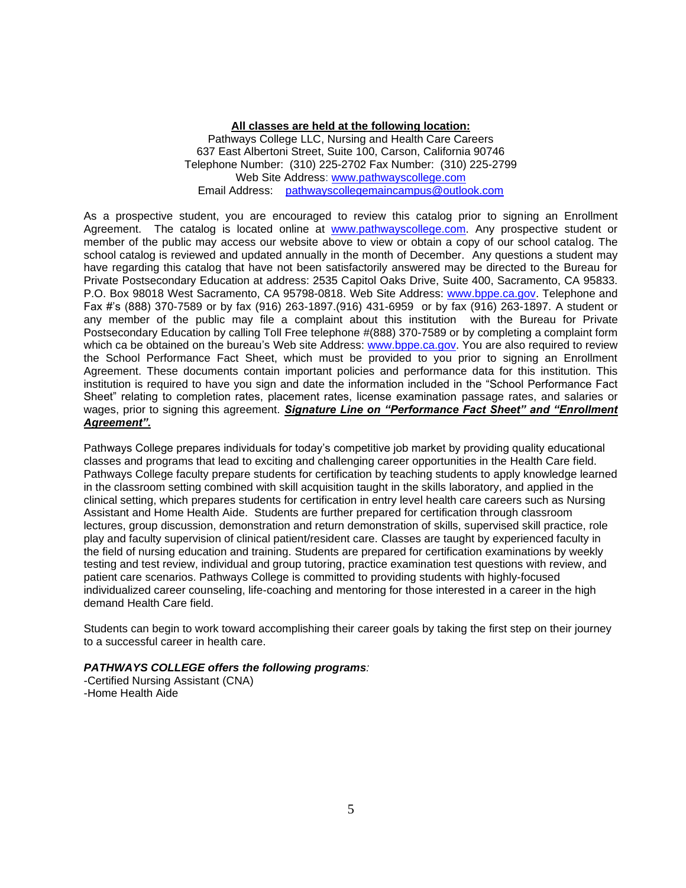**<u>All classes are held at the following location:</u>**

Pathways College LLC, Nursing and Health Care Careers
637 East Albertoni Street, Suite 100, Carson, California 90746
Telephone Number: (310) 225-2702 Fax Number: (310) 225-2799
Web Site Address: www.pathwayscollege.com
Email Address: pathwayscollegemaincampus@outlook.com

As a prospective student, you are encouraged to review this catalog prior to signing an Enrollment Agreement. The catalog is located online at www.pathwayscollege.com. Any prospective student or member of the public may access our website above to view or obtain a copy of our school catalog. The school catalog is reviewed and updated annually in the month of December. Any questions a student may have regarding this catalog that have not been satisfactorily answered may be directed to the Bureau for Private Postsecondary Education at address: 2535 Capitol Oaks Drive, Suite 400, Sacramento, CA 95833. P.O. Box 98018 West Sacramento, CA 95798-0818. Web Site Address: www.bppe.ca.gov. Telephone and Fax #'s (888) 370-7589 or by fax (916) 263-1897.(916) 431-6959 or by fax (916) 263-1897. A student or any member of the public may file a complaint about this institution with the Bureau for Private Postsecondary Education by calling Toll Free telephone #(888) 370-7589 or by completing a complaint form which ca be obtained on the bureau's Web site Address: www.bppe.ca.gov. You are also required to review the School Performance Fact Sheet, which must be provided to you prior to signing an Enrollment Agreement. These documents contain important policies and performance data for this institution. This institution is required to have you sign and date the information included in the "School Performance Fact Sheet" relating to completion rates, placement rates, license examination passage rates, and salaries or wages, prior to signing this agreement. ***<u>Signature Line on "Performance Fact Sheet" and "Enrollment Agreement".</u>***

Pathways College prepares individuals for today's competitive job market by providing quality educational classes and programs that lead to exciting and challenging career opportunities in the Health Care field. Pathways College faculty prepare students for certification by teaching students to apply knowledge learned in the classroom setting combined with skill acquisition taught in the skills laboratory, and applied in the clinical setting, which prepares students for certification in entry level health care careers such as Nursing Assistant and Home Health Aide. Students are further prepared for certification through classroom lectures, group discussion, demonstration and return demonstration of skills, supervised skill practice, role play and faculty supervision of clinical patient/resident care. Classes are taught by experienced faculty in the field of nursing education and training. Students are prepared for certification examinations by weekly testing and test review, individual and group tutoring, practice examination test questions with review, and patient care scenarios. Pathways College is committed to providing students with highly-focused individualized career counseling, life-coaching and mentoring for those interested in a career in the high demand Health Care field.

Students can begin to work toward accomplishing their career goals by taking the first step on their journey to a successful career in health care.

***PATHWAYS COLLEGE offers the following programs:***

-Certified Nursing Assistant (CNA)
-Home Health Aide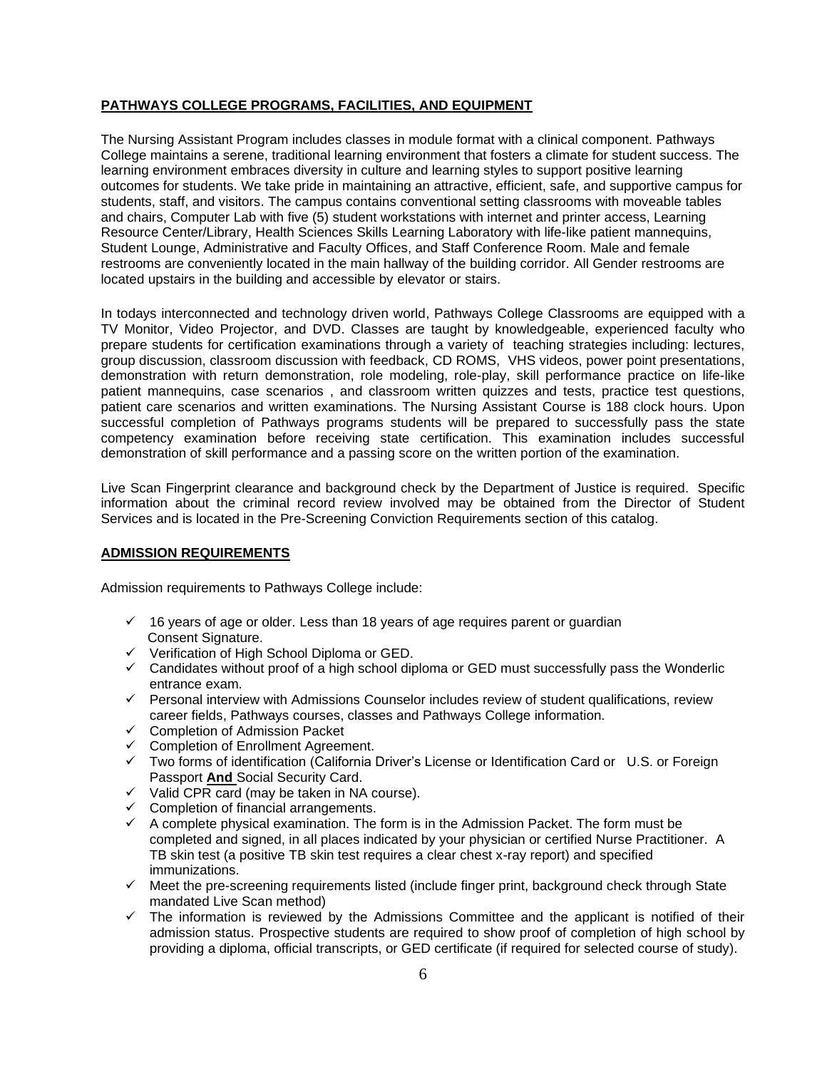## PATHWAYS COLLEGE PROGRAMS, FACILITIES, AND EQUIPMENT

The Nursing Assistant Program includes classes in module format with a clinical component. Pathways College maintains a serene, traditional learning environment that fosters a climate for student success. The learning environment embraces diversity in culture and learning styles to support positive learning outcomes for students. We take pride in maintaining an attractive, efficient, safe, and supportive campus for students, staff, and visitors. The campus contains conventional setting classrooms with moveable tables and chairs, Computer Lab with five (5) student workstations with internet and printer access, Learning Resource Center/Library, Health Sciences Skills Learning Laboratory with life-like patient mannequins, Student Lounge, Administrative and Faculty Offices, and Staff Conference Room. Male and female restrooms are conveniently located in the main hallway of the building corridor. All Gender restrooms are located upstairs in the building and accessible by elevator or stairs.

In todays interconnected and technology driven world, Pathways College Classrooms are equipped with a TV Monitor, Video Projector, and DVD. Classes are taught by knowledgeable, experienced faculty who prepare students for certification examinations through a variety of teaching strategies including: lectures, group discussion, classroom discussion with feedback, CD ROMS, VHS videos, power point presentations, demonstration with return demonstration, role modeling, role-play, skill performance practice on life-like patient mannequins, case scenarios , and classroom written quizzes and tests, practice test questions, patient care scenarios and written examinations. The Nursing Assistant Course is 188 clock hours. Upon successful completion of Pathways programs students will be prepared to successfully pass the state competency examination before receiving state certification. This examination includes successful demonstration of skill performance and a passing score on the written portion of the examination.

Live Scan Fingerprint clearance and background check by the Department of Justice is required. Specific information about the criminal record review involved may be obtained from the Director of Student Services and is located in the Pre-Screening Conviction Requirements section of this catalog.

## ADMISSION REQUIREMENTS

Admission requirements to Pathways College include:

- ✓ 16 years of age or older. Less than 18 years of age requires parent or guardian Consent Signature.
- ✓ Verification of High School Diploma or GED.
- ✓ Candidates without proof of a high school diploma or GED must successfully pass the Wonderlic entrance exam.
- ✓ Personal interview with Admissions Counselor includes review of student qualifications, review career fields, Pathways courses, classes and Pathways College information.
- ✓ Completion of Admission Packet
- ✓ Completion of Enrollment Agreement.
- ✓ Two forms of identification (California Driver's License or Identification Card or U.S. or Foreign Passport **And** Social Security Card.
- ✓ Valid CPR card (may be taken in NA course).
- ✓ Completion of financial arrangements.
- ✓ A complete physical examination. The form is in the Admission Packet. The form must be completed and signed, in all places indicated by your physician or certified Nurse Practitioner. A TB skin test (a positive TB skin test requires a clear chest x-ray report) and specified immunizations.
- ✓ Meet the pre-screening requirements listed (include finger print, background check through State mandated Live Scan method)
- ✓ The information is reviewed by the Admissions Committee and the applicant is notified of their admission status. Prospective students are required to show proof of completion of high school by providing a diploma, official transcripts, or GED certificate (if required for selected course of study).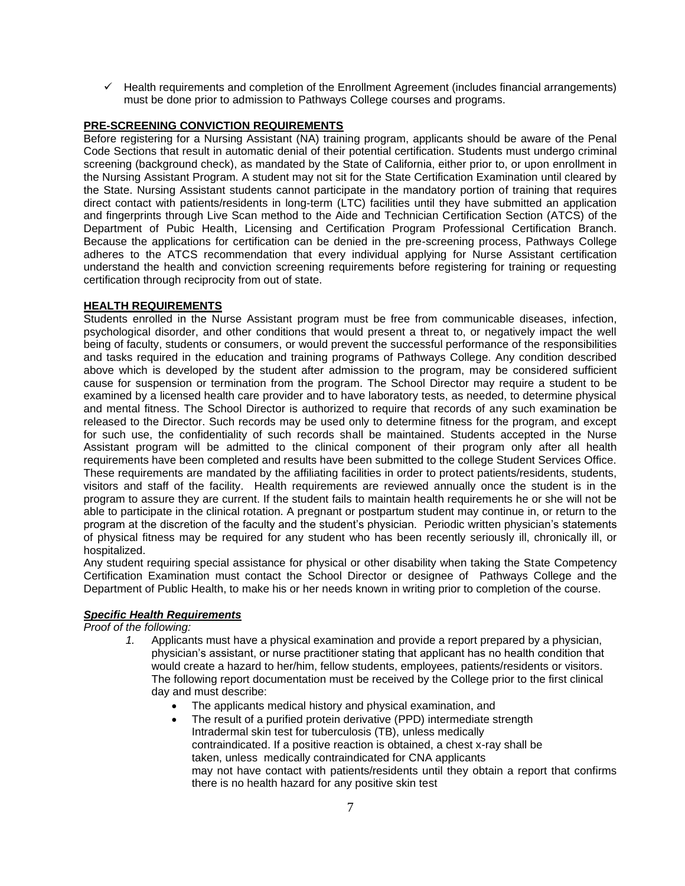- ✓ Health requirements and completion of the Enrollment Agreement (includes financial arrangements) must be done prior to admission to Pathways College courses and programs.

**PRE-SCREENING CONVICTION REQUIREMENTS**

Before registering for a Nursing Assistant (NA) training program, applicants should be aware of the Penal Code Sections that result in automatic denial of their potential certification. Students must undergo criminal screening (background check), as mandated by the State of California, either prior to, or upon enrollment in the Nursing Assistant Program. A student may not sit for the State Certification Examination until cleared by the State. Nursing Assistant students cannot participate in the mandatory portion of training that requires direct contact with patients/residents in long-term (LTC) facilities until they have submitted an application and fingerprints through Live Scan method to the Aide and Technician Certification Section (ATCS) of the Department of Pubic Health, Licensing and Certification Program Professional Certification Branch. Because the applications for certification can be denied in the pre-screening process, Pathways College adheres to the ATCS recommendation that every individual applying for Nurse Assistant certification understand the health and conviction screening requirements before registering for training or requesting certification through reciprocity from out of state.

**HEALTH REQUIREMENTS**

Students enrolled in the Nurse Assistant program must be free from communicable diseases, infection, psychological disorder, and other conditions that would present a threat to, or negatively impact the well being of faculty, students or consumers, or would prevent the successful performance of the responsibilities and tasks required in the education and training programs of Pathways College. Any condition described above which is developed by the student after admission to the program, may be considered sufficient cause for suspension or termination from the program. The School Director may require a student to be examined by a licensed health care provider and to have laboratory tests, as needed, to determine physical and mental fitness. The School Director is authorized to require that records of any such examination be released to the Director. Such records may be used only to determine fitness for the program, and except for such use, the confidentiality of such records shall be maintained. Students accepted in the Nurse Assistant program will be admitted to the clinical component of their program only after all health requirements have been completed and results have been submitted to the college Student Services Office. These requirements are mandated by the affiliating facilities in order to protect patients/residents, students, visitors and staff of the facility. Health requirements are reviewed annually once the student is in the program to assure they are current. If the student fails to maintain health requirements he or she will not be able to participate in the clinical rotation. A pregnant or postpartum student may continue in, or return to the program at the discretion of the faculty and the student's physician. Periodic written physician's statements of physical fitness may be required for any student who has been recently seriously ill, chronically ill, or hospitalized.

Any student requiring special assistance for physical or other disability when taking the State Competency Certification Examination must contact the School Director or designee of Pathways College and the Department of Public Health, to make his or her needs known in writing prior to completion of the course.

***Specific Health Requirements***

*Proof of the following:*

1. Applicants must have a physical examination and provide a report prepared by a physician, physician's assistant, or nurse practitioner stating that applicant has no health condition that would create a hazard to her/him, fellow students, employees, patients/residents or visitors. The following report documentation must be received by the College prior to the first clinical day and must describe:
   - The applicants medical history and physical examination, and
   - The result of a purified protein derivative (PPD) intermediate strength Intradermal skin test for tuberculosis (TB), unless medically contraindicated. If a positive reaction is obtained, a chest x-ray shall be taken, unless medically contraindicated for CNA applicants may not have contact with patients/residents until they obtain a report that confirms there is no health hazard for any positive skin test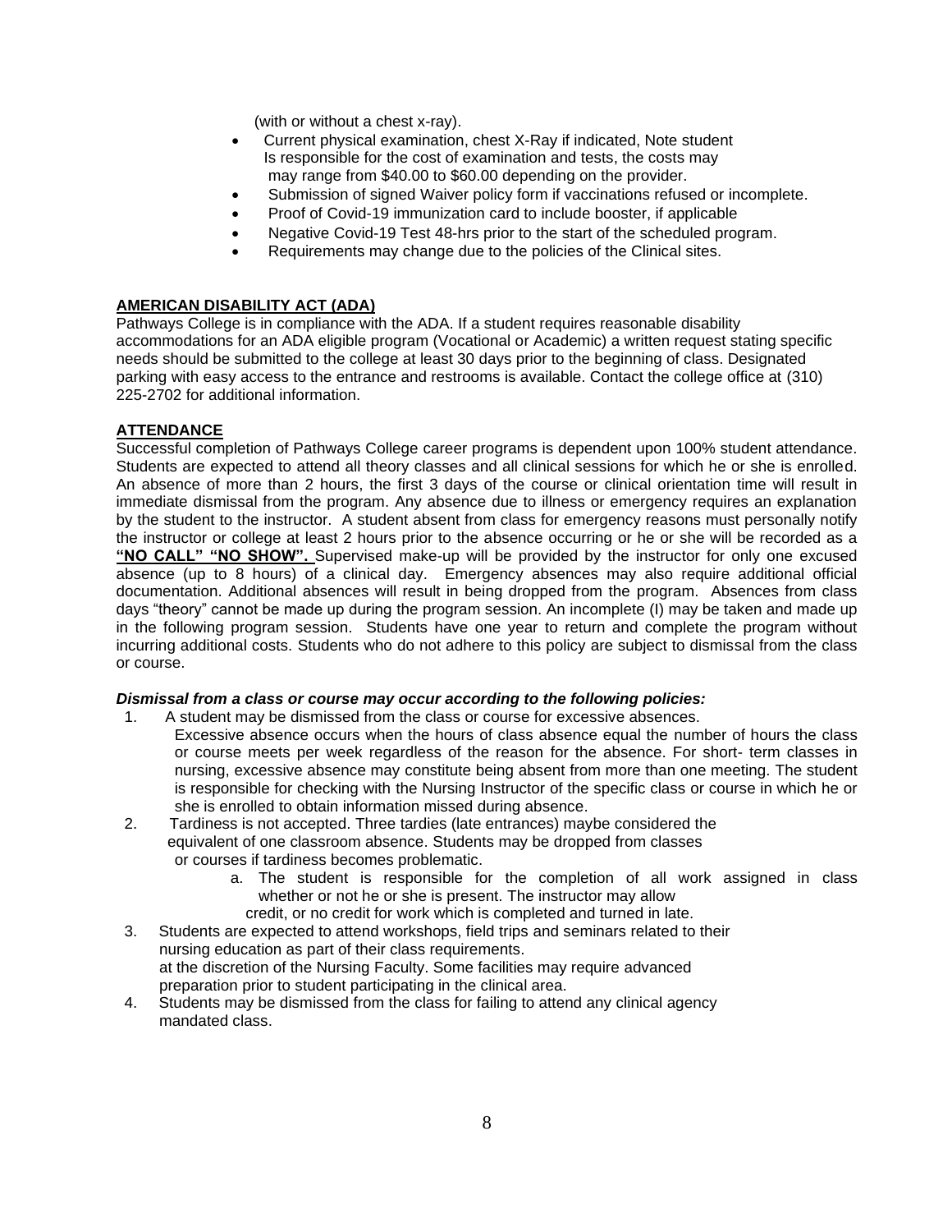(with or without a chest x-ray).

- Current physical examination, chest X-Ray if indicated, Note student Is responsible for the cost of examination and tests, the costs may may range from $40.00 to $60.00 depending on the provider.
- Submission of signed Waiver policy form if vaccinations refused or incomplete.
- Proof of Covid-19 immunization card to include booster, if applicable
- Negative Covid-19 Test 48-hrs prior to the start of the scheduled program.
- Requirements may change due to the policies of the Clinical sites.

## AMERICAN DISABILITY ACT (ADA)

Pathways College is in compliance with the ADA. If a student requires reasonable disability accommodations for an ADA eligible program (Vocational or Academic) a written request stating specific needs should be submitted to the college at least 30 days prior to the beginning of class. Designated parking with easy access to the entrance and restrooms is available. Contact the college office at (310) 225-2702 for additional information.

## ATTENDANCE

Successful completion of Pathways College career programs is dependent upon 100% student attendance. Students are expected to attend all theory classes and all clinical sessions for which he or she is enrolled. An absence of more than 2 hours, the first 3 days of the course or clinical orientation time will result in immediate dismissal from the program. Any absence due to illness or emergency requires an explanation by the student to the instructor. A student absent from class for emergency reasons must personally notify the instructor or college at least 2 hours prior to the absence occurring or he or she will be recorded as a **"NO CALL" "NO SHOW".** Supervised make-up will be provided by the instructor for only one excused absence (up to 8 hours) of a clinical day. Emergency absences may also require additional official documentation. Additional absences will result in being dropped from the program. Absences from class days "theory" cannot be made up during the program session. An incomplete (I) may be taken and made up in the following program session. Students have one year to return and complete the program without incurring additional costs. Students who do not adhere to this policy are subject to dismissal from the class or course.

***Dismissal from a class or course may occur according to the following policies:***

1. A student may be dismissed from the class or course for excessive absences. Excessive absence occurs when the hours of class absence equal the number of hours the class or course meets per week regardless of the reason for the absence. For short- term classes in nursing, excessive absence may constitute being absent from more than one meeting. The student is responsible for checking with the Nursing Instructor of the specific class or course in which he or she is enrolled to obtain information missed during absence.
2. Tardiness is not accepted. Three tardies (late entrances) maybe considered the equivalent of one classroom absence. Students may be dropped from classes or courses if tardiness becomes problematic.
   a. The student is responsible for the completion of all work assigned in class whether or not he or she is present. The instructor may allow credit, or no credit for work which is completed and turned in late.
3. Students are expected to attend workshops, field trips and seminars related to their nursing education as part of their class requirements. at the discretion of the Nursing Faculty. Some facilities may require advanced preparation prior to student participating in the clinical area.
4. Students may be dismissed from the class for failing to attend any clinical agency mandated class.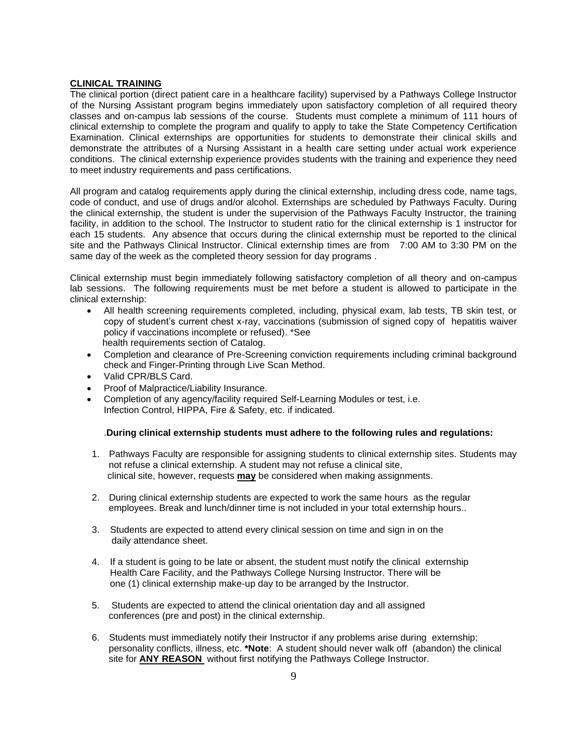**CLINICAL TRAINING**

The clinical portion (direct patient care in a healthcare facility) supervised by a Pathways College Instructor of the Nursing Assistant program begins immediately upon satisfactory completion of all required theory classes and on-campus lab sessions of the course. Students must complete a minimum of 111 hours of clinical externship to complete the program and qualify to apply to take the State Competency Certification Examination. Clinical externships are opportunities for students to demonstrate their clinical skills and demonstrate the attributes of a Nursing Assistant in a health care setting under actual work experience conditions. The clinical externship experience provides students with the training and experience they need to meet industry requirements and pass certifications.

All program and catalog requirements apply during the clinical externship, including dress code, name tags, code of conduct, and use of drugs and/or alcohol. Externships are scheduled by Pathways Faculty. During the clinical externship, the student is under the supervision of the Pathways Faculty Instructor, the training facility, in addition to the school. The Instructor to student ratio for the clinical externship is 1 instructor for each 15 students. Any absence that occurs during the clinical externship must be reported to the clinical site and the Pathways Clinical Instructor. Clinical externship times are from 7:00 AM to 3:30 PM on the same day of the week as the completed theory session for day programs .

Clinical externship must begin immediately following satisfactory completion of all theory and on-campus lab sessions. The following requirements must be met before a student is allowed to participate in the clinical externship:

- All health screening requirements completed, including, physical exam, lab tests, TB skin test, or copy of student's current chest x-ray, vaccinations (submission of signed copy of hepatitis waiver policy if vaccinations incomplete or refused). *See health requirements section of Catalog.
- Completion and clearance of Pre-Screening conviction requirements including criminal background check and Finger-Printing through Live Scan Method.
- Valid CPR/BLS Card.
- Proof of Malpractice/Liability Insurance.
- Completion of any agency/facility required Self-Learning Modules or test, i.e. Infection Control, HIPPA, Fire & Safety, etc. if indicated.

.**During clinical externship students must adhere to the following rules and regulations:**

1. Pathways Faculty are responsible for assigning students to clinical externship sites. Students may not refuse a clinical externship. A student may not refuse a clinical site, clinical site, however, requests **may** be considered when making assignments.
2. During clinical externship students are expected to work the same hours as the regular employees. Break and lunch/dinner time is not included in your total externship hours..
3. Students are expected to attend every clinical session on time and sign in on the daily attendance sheet.
4. If a student is going to be late or absent, the student must notify the clinical externship Health Care Facility, and the Pathways College Nursing Instructor. There will be one (1) clinical externship make-up day to be arranged by the Instructor.
5. Students are expected to attend the clinical orientation day and all assigned conferences (pre and post) in the clinical externship.
6. Students must immediately notify their Instructor if any problems arise during externship; personality conflicts, illness, etc. ***Note**: A student should never walk off (abandon) the clinical site for **ANY REASON** without first notifying the Pathways College Instructor.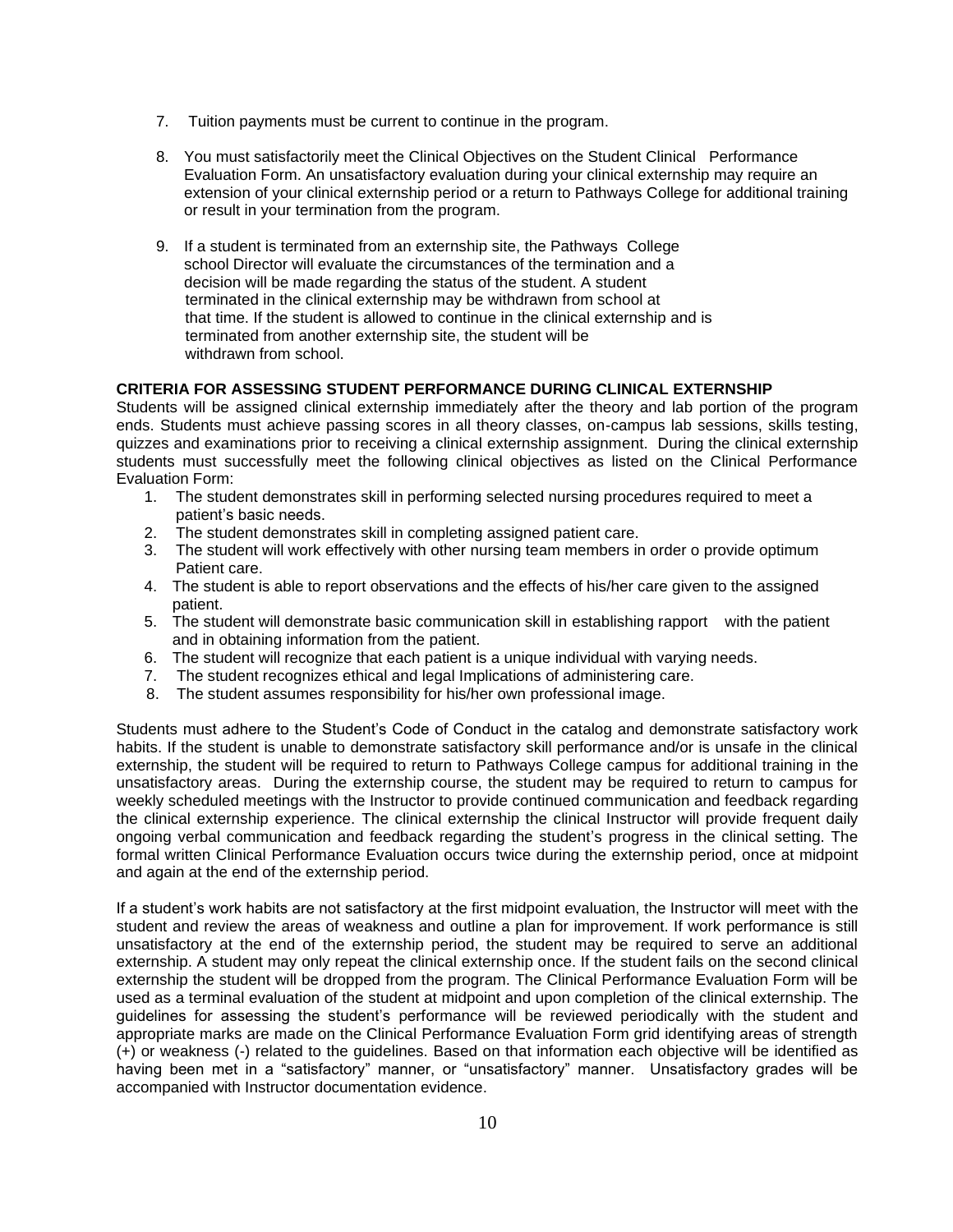7. Tuition payments must be current to continue in the program.

8. You must satisfactorily meet the Clinical Objectives on the Student Clinical Performance Evaluation Form. An unsatisfactory evaluation during your clinical externship may require an extension of your clinical externship period or a return to Pathways College for additional training or result in your termination from the program.

9. If a student is terminated from an externship site, the Pathways College school Director will evaluate the circumstances of the termination and a decision will be made regarding the status of the student. A student terminated in the clinical externship may be withdrawn from school at that time. If the student is allowed to continue in the clinical externship and is terminated from another externship site, the student will be withdrawn from school.

**CRITERIA FOR ASSESSING STUDENT PERFORMANCE DURING CLINICAL EXTERNSHIP**

Students will be assigned clinical externship immediately after the theory and lab portion of the program ends. Students must achieve passing scores in all theory classes, on-campus lab sessions, skills testing, quizzes and examinations prior to receiving a clinical externship assignment. During the clinical externship students must successfully meet the following clinical objectives as listed on the Clinical Performance Evaluation Form:

1. The student demonstrates skill in performing selected nursing procedures required to meet a patient's basic needs.
2. The student demonstrates skill in completing assigned patient care.
3. The student will work effectively with other nursing team members in order o provide optimum Patient care.
4. The student is able to report observations and the effects of his/her care given to the assigned patient.
5. The student will demonstrate basic communication skill in establishing rapport with the patient and in obtaining information from the patient.
6. The student will recognize that each patient is a unique individual with varying needs.
7. The student recognizes ethical and legal Implications of administering care.
8. The student assumes responsibility for his/her own professional image.

Students must adhere to the Student's Code of Conduct in the catalog and demonstrate satisfactory work habits. If the student is unable to demonstrate satisfactory skill performance and/or is unsafe in the clinical externship, the student will be required to return to Pathways College campus for additional training in the unsatisfactory areas. During the externship course, the student may be required to return to campus for weekly scheduled meetings with the Instructor to provide continued communication and feedback regarding the clinical externship experience. The clinical externship the clinical Instructor will provide frequent daily ongoing verbal communication and feedback regarding the student's progress in the clinical setting. The formal written Clinical Performance Evaluation occurs twice during the externship period, once at midpoint and again at the end of the externship period.

If a student's work habits are not satisfactory at the first midpoint evaluation, the Instructor will meet with the student and review the areas of weakness and outline a plan for improvement. If work performance is still unsatisfactory at the end of the externship period, the student may be required to serve an additional externship. A student may only repeat the clinical externship once. If the student fails on the second clinical externship the student will be dropped from the program. The Clinical Performance Evaluation Form will be used as a terminal evaluation of the student at midpoint and upon completion of the clinical externship. The guidelines for assessing the student's performance will be reviewed periodically with the student and appropriate marks are made on the Clinical Performance Evaluation Form grid identifying areas of strength (+) or weakness (-) related to the guidelines. Based on that information each objective will be identified as having been met in a "satisfactory" manner, or "unsatisfactory" manner. Unsatisfactory grades will be accompanied with Instructor documentation evidence.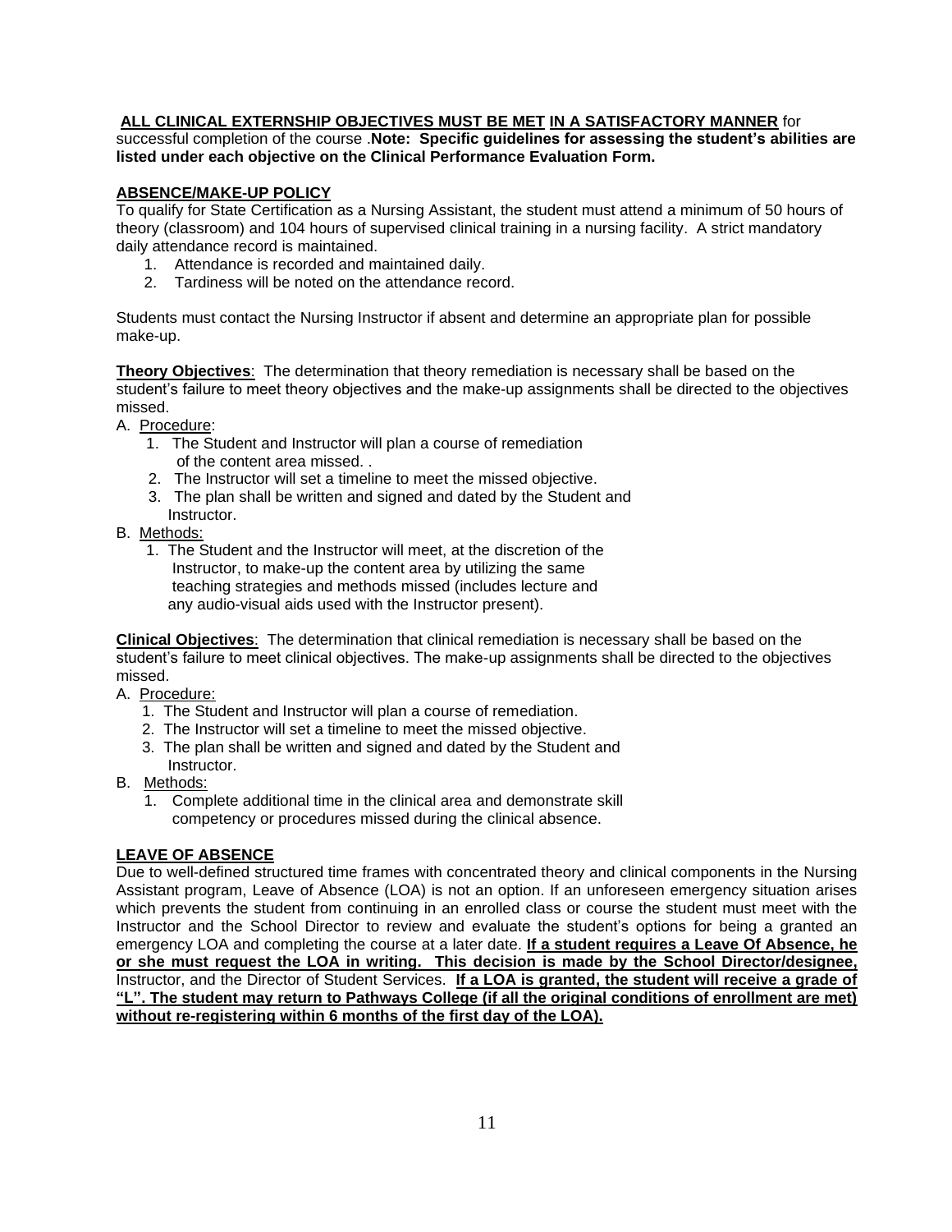**ALL CLINICAL EXTERNSHIP OBJECTIVES MUST BE MET IN A SATISFACTORY MANNER** for successful completion of the course .**Note: Specific guidelines for assessing the student's abilities are listed under each objective on the Clinical Performance Evaluation Form.**

**ABSENCE/MAKE-UP POLICY**

To qualify for State Certification as a Nursing Assistant, the student must attend a minimum of 50 hours of theory (classroom) and 104 hours of supervised clinical training in a nursing facility. A strict mandatory daily attendance record is maintained.

1. Attendance is recorded and maintained daily.
2. Tardiness will be noted on the attendance record.

Students must contact the Nursing Instructor if absent and determine an appropriate plan for possible make-up.

**Theory Objectives**: The determination that theory remediation is necessary shall be based on the student's failure to meet theory objectives and the make-up assignments shall be directed to the objectives missed.

A. Procedure:
   1. The Student and Instructor will plan a course of remediation of the content area missed. .
   2. The Instructor will set a timeline to meet the missed objective.
   3. The plan shall be written and signed and dated by the Student and Instructor.

B. Methods:
   1. The Student and the Instructor will meet, at the discretion of the Instructor, to make-up the content area by utilizing the same teaching strategies and methods missed (includes lecture and any audio-visual aids used with the Instructor present).

**Clinical Objectives**: The determination that clinical remediation is necessary shall be based on the student's failure to meet clinical objectives. The make-up assignments shall be directed to the objectives missed.

A. Procedure:
   1. The Student and Instructor will plan a course of remediation.
   2. The Instructor will set a timeline to meet the missed objective.
   3. The plan shall be written and signed and dated by the Student and Instructor.

B. Methods:
   1. Complete additional time in the clinical area and demonstrate skill competency or procedures missed during the clinical absence.

**LEAVE OF ABSENCE**

Due to well-defined structured time frames with concentrated theory and clinical components in the Nursing Assistant program, Leave of Absence (LOA) is not an option. If an unforeseen emergency situation arises which prevents the student from continuing in an enrolled class or course the student must meet with the Instructor and the School Director to review and evaluate the student's options for being a granted an emergency LOA and completing the course at a later date. **If a student requires a Leave Of Absence, he or she must request the LOA in writing. This decision is made by the School Director/designee,** Instructor, and the Director of Student Services. **If a LOA is granted, the student will receive a grade of "L". The student may return to Pathways College (if all the original conditions of enrollment are met) without re-registering within 6 months of the first day of the LOA).**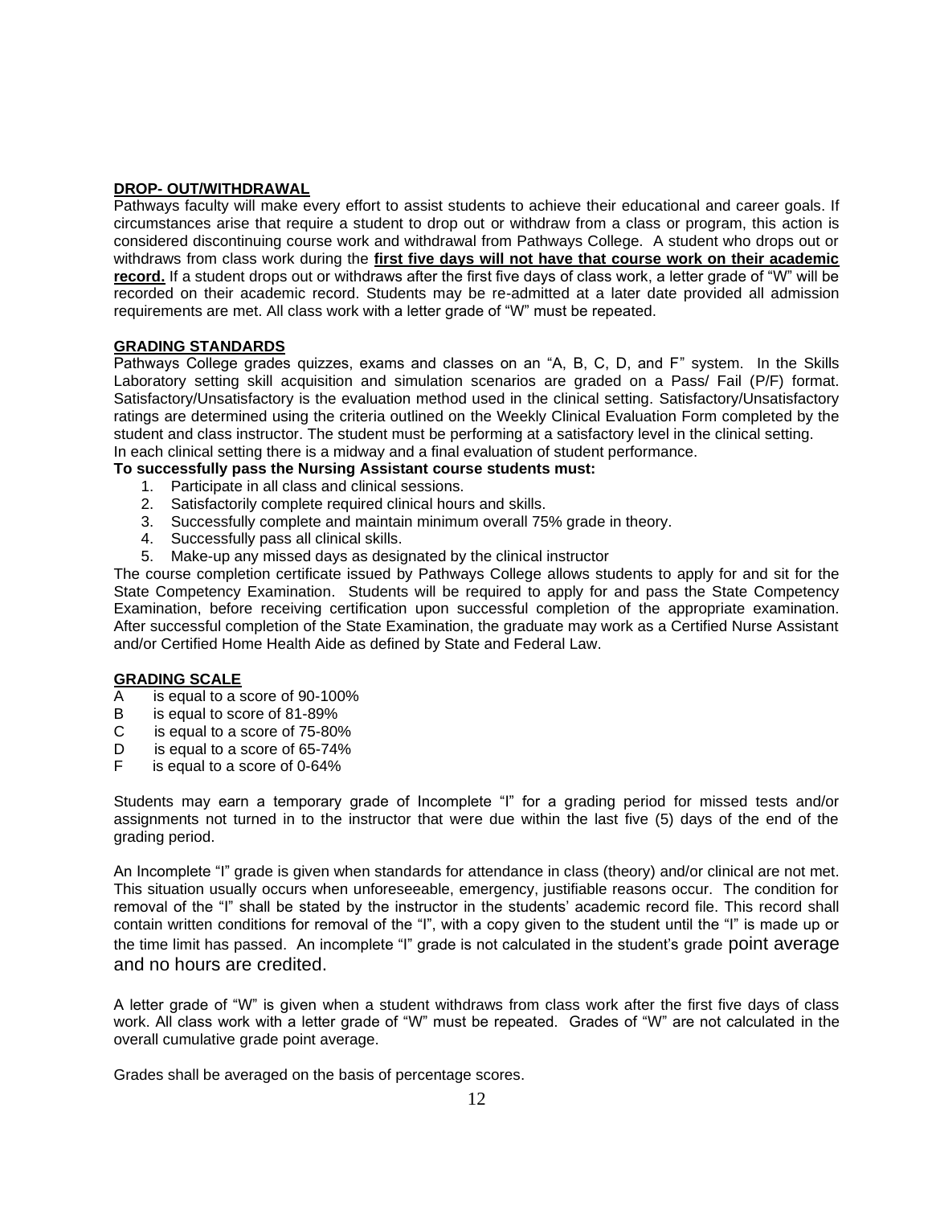## DROP- OUT/WITHDRAWAL

Pathways faculty will make every effort to assist students to achieve their educational and career goals. If circumstances arise that require a student to drop out or withdraw from a class or program, this action is considered discontinuing course work and withdrawal from Pathways College. A student who drops out or withdraws from class work during the **first five days will not have that course work on their academic record.** If a student drops out or withdraws after the first five days of class work, a letter grade of "W" will be recorded on their academic record. Students may be re-admitted at a later date provided all admission requirements are met. All class work with a letter grade of "W" must be repeated.

## GRADING STANDARDS

Pathways College grades quizzes, exams and classes on an "A, B, C, D, and F" system. In the Skills Laboratory setting skill acquisition and simulation scenarios are graded on a Pass/ Fail (P/F) format. Satisfactory/Unsatisfactory is the evaluation method used in the clinical setting. Satisfactory/Unsatisfactory ratings are determined using the criteria outlined on the Weekly Clinical Evaluation Form completed by the student and class instructor. The student must be performing at a satisfactory level in the clinical setting.
In each clinical setting there is a midway and a final evaluation of student performance.

**To successfully pass the Nursing Assistant course students must:**

1. Participate in all class and clinical sessions.
2. Satisfactorily complete required clinical hours and skills.
3. Successfully complete and maintain minimum overall 75% grade in theory.
4. Successfully pass all clinical skills.
5. Make-up any missed days as designated by the clinical instructor

The course completion certificate issued by Pathways College allows students to apply for and sit for the State Competency Examination. Students will be required to apply for and pass the State Competency Examination, before receiving certification upon successful completion of the appropriate examination. After successful completion of the State Examination, the graduate may work as a Certified Nurse Assistant and/or Certified Home Health Aide as defined by State and Federal Law.

## GRADING SCALE

A is equal to a score of 90-100%
B is equal to score of 81-89%
C is equal to a score of 75-80%
D is equal to a score of 65-74%
F is equal to a score of 0-64%

Students may earn a temporary grade of Incomplete "I" for a grading period for missed tests and/or assignments not turned in to the instructor that were due within the last five (5) days of the end of the grading period.

An Incomplete "I" grade is given when standards for attendance in class (theory) and/or clinical are not met. This situation usually occurs when unforeseeable, emergency, justifiable reasons occur. The condition for removal of the "I" shall be stated by the instructor in the students' academic record file. This record shall contain written conditions for removal of the "I", with a copy given to the student until the "I" is made up or the time limit has passed. An incomplete "I" grade is not calculated in the student's grade point average and no hours are credited.

A letter grade of "W" is given when a student withdraws from class work after the first five days of class work. All class work with a letter grade of "W" must be repeated. Grades of "W" are not calculated in the overall cumulative grade point average.

Grades shall be averaged on the basis of percentage scores.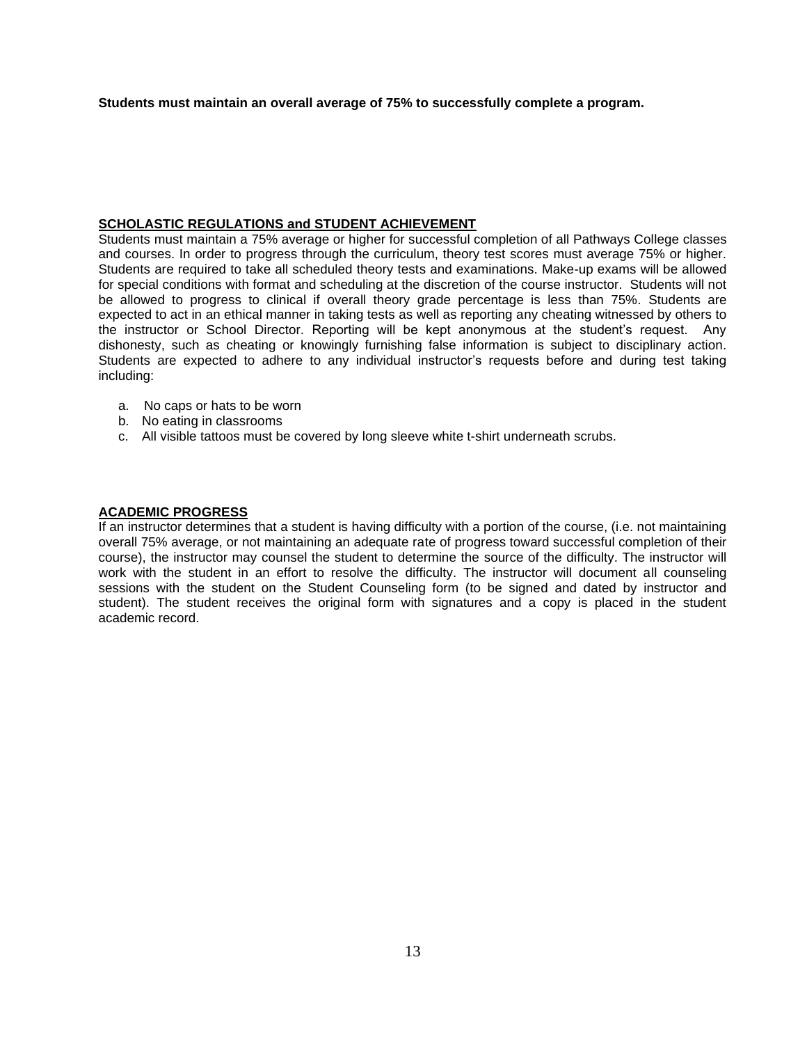**Students must maintain an overall average of 75% to successfully complete a program.**

## SCHOLASTIC REGULATIONS and STUDENT ACHIEVEMENT

Students must maintain a 75% average or higher for successful completion of all Pathways College classes and courses. In order to progress through the curriculum, theory test scores must average 75% or higher. Students are required to take all scheduled theory tests and examinations. Make-up exams will be allowed for special conditions with format and scheduling at the discretion of the course instructor. Students will not be allowed to progress to clinical if overall theory grade percentage is less than 75%. Students are expected to act in an ethical manner in taking tests as well as reporting any cheating witnessed by others to the instructor or School Director. Reporting will be kept anonymous at the student's request. Any dishonesty, such as cheating or knowingly furnishing false information is subject to disciplinary action. Students are expected to adhere to any individual instructor's requests before and during test taking including:

a. No caps or hats to be worn
b. No eating in classrooms
c. All visible tattoos must be covered by long sleeve white t-shirt underneath scrubs.

## ACADEMIC PROGRESS

If an instructor determines that a student is having difficulty with a portion of the course, (i.e. not maintaining overall 75% average, or not maintaining an adequate rate of progress toward successful completion of their course), the instructor may counsel the student to determine the source of the difficulty. The instructor will work with the student in an effort to resolve the difficulty. The instructor will document all counseling sessions with the student on the Student Counseling form (to be signed and dated by instructor and student). The student receives the original form with signatures and a copy is placed in the student academic record.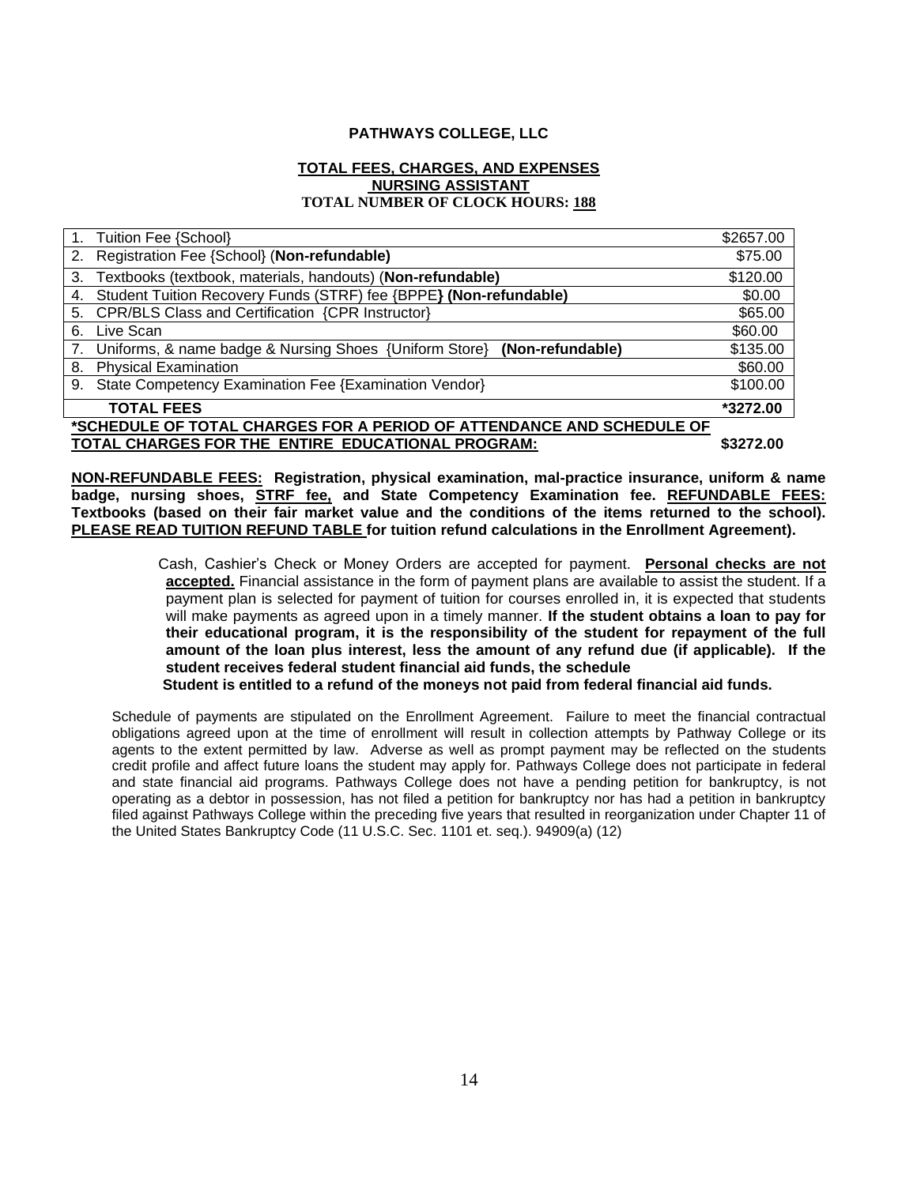**PATHWAYS COLLEGE, LLC**

**TOTAL FEES, CHARGES, AND EXPENSES**
**NURSING ASSISTANT**
**TOTAL NUMBER OF CLOCK HOURS: 188**

| | |
|---|---|
| 1. Tuition Fee {School} | $2657.00 |
| 2. Registration Fee {School} (**Non-refundable)** | $75.00 |
| 3. Textbooks (textbook, materials, handouts) (**Non-refundable)** | $120.00 |
| 4. Student Tuition Recovery Funds (STRF) fee {BPPE**} (Non-refundable)** | $0.00 |
| 5. CPR/BLS Class and Certification {CPR Instructor} | $65.00 |
| 6. Live Scan | $60.00 |
| 7. Uniforms, & name badge & Nursing Shoes {Uniform Store} **(Non-refundable)** | $135.00 |
| 8. Physical Examination | $60.00 |
| 9. State Competency Examination Fee {Examination Vendor} | $100.00 |
| **TOTAL FEES** | ***3272.00** |

**\*SCHEDULE OF TOTAL CHARGES FOR A PERIOD OF ATTENDANCE AND SCHEDULE OF TOTAL CHARGES FOR THE ENTIRE EDUCATIONAL PROGRAM: $3272.00**

**NON-REFUNDABLE FEES: Registration, physical examination, mal-practice insurance, uniform & name badge, nursing shoes, STRF fee, and State Competency Examination fee. REFUNDABLE FEES: Textbooks (based on their fair market value and the conditions of the items returned to the school). PLEASE READ TUITION REFUND TABLE for tuition refund calculations in the Enrollment Agreement).**

Cash, Cashier's Check or Money Orders are accepted for payment. **Personal checks are not accepted.** Financial assistance in the form of payment plans are available to assist the student. If a payment plan is selected for payment of tuition for courses enrolled in, it is expected that students will make payments as agreed upon in a timely manner. **If the student obtains a loan to pay for their educational program, it is the responsibility of the student for repayment of the full amount of the loan plus interest, less the amount of any refund due (if applicable). If the student receives federal student financial aid funds, the schedule Student is entitled to a refund of the moneys not paid from federal financial aid funds.**

Schedule of payments are stipulated on the Enrollment Agreement. Failure to meet the financial contractual obligations agreed upon at the time of enrollment will result in collection attempts by Pathway College or its agents to the extent permitted by law. Adverse as well as prompt payment may be reflected on the students credit profile and affect future loans the student may apply for. Pathways College does not participate in federal and state financial aid programs. Pathways College does not have a pending petition for bankruptcy, is not operating as a debtor in possession, has not filed a petition for bankruptcy nor has had a petition in bankruptcy filed against Pathways College within the preceding five years that resulted in reorganization under Chapter 11 of the United States Bankruptcy Code (11 U.S.C. Sec. 1101 et. seq.). 94909(a) (12)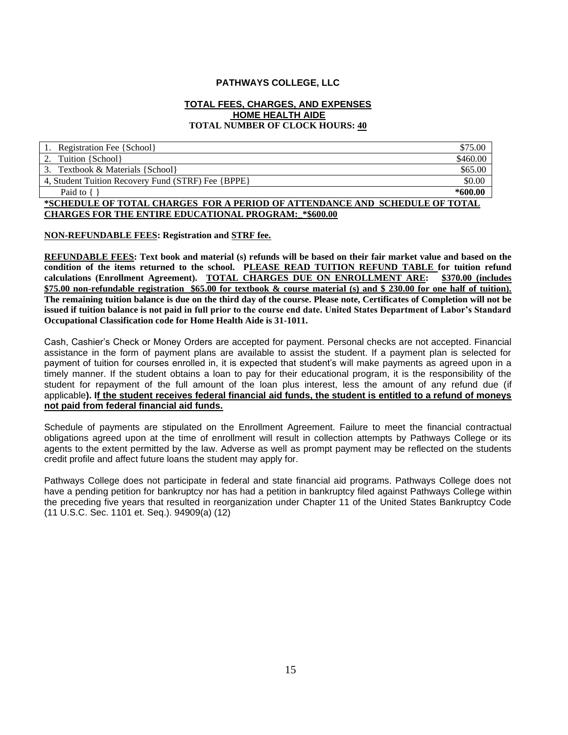**PATHWAYS COLLEGE, LLC**

**TOTAL FEES, CHARGES, AND EXPENSES**
**HOME HEALTH AIDE**
**TOTAL NUMBER OF CLOCK HOURS: 40**

| Item | Amount |
|---|---|
| 1. Registration Fee {School} | $75.00 |
| 2. Tuition {School} | $460.00 |
| 3. Textbook & Materials {School} | $65.00 |
| 4, Student Tuition Recovery Fund (STRF) Fee {BPPE} | $0.00 |
| Paid to { } | **\*600.00** |

**\*SCHEDULE OF TOTAL CHARGES FOR A PERIOD OF ATTENDANCE AND SCHEDULE OF TOTAL CHARGES FOR THE ENTIRE EDUCATIONAL PROGRAM: \*$600.00**

**NON-REFUNDABLE FEES: Registration and STRF fee.**

**REFUNDABLE FEES: Text book and material (s) refunds will be based on their fair market value and based on the condition of the items returned to the school. PLEASE READ TUITION REFUND TABLE for tuition refund calculations (Enrollment Agreement). TOTAL CHARGES DUE ON ENROLLMENT ARE: $370.00 (includes $75.00 non-refundable registration $65.00 for textbook & course material (s) and $ 230.00 for one half of tuition). The remaining tuition balance is due on the third day of the course. Please note, Certificates of Completion will not be issued if tuition balance is not paid in full prior to the course end date. United States Department of Labor's Standard Occupational Classification code for Home Health Aide is 31-1011.**

Cash, Cashier's Check or Money Orders are accepted for payment. Personal checks are not accepted. Financial assistance in the form of payment plans are available to assist the student. If a payment plan is selected for payment of tuition for courses enrolled in, it is expected that student's will make payments as agreed upon in a timely manner. If the student obtains a loan to pay for their educational program, it is the responsibility of the student for repayment of the full amount of the loan plus interest, less the amount of any refund due (if applicable**). If the student receives federal financial aid funds, the student is entitled to a refund of moneys not paid from federal financial aid funds.**

Schedule of payments are stipulated on the Enrollment Agreement. Failure to meet the financial contractual obligations agreed upon at the time of enrollment will result in collection attempts by Pathways College or its agents to the extent permitted by the law. Adverse as well as prompt payment may be reflected on the students credit profile and affect future loans the student may apply for.

Pathways College does not participate in federal and state financial aid programs. Pathways College does not have a pending petition for bankruptcy nor has had a petition in bankruptcy filed against Pathways College within the preceding five years that resulted in reorganization under Chapter 11 of the United States Bankruptcy Code (11 U.S.C. Sec. 1101 et. Seq.). 94909(a) (12)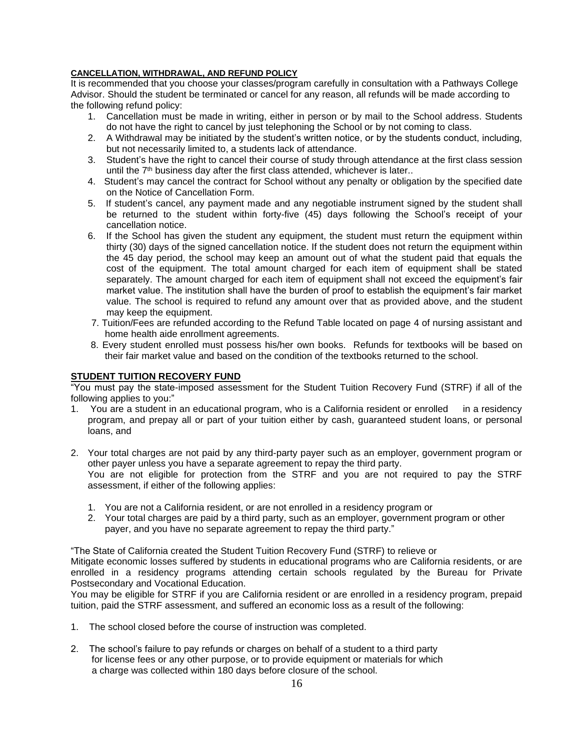**CANCELLATION, WITHDRAWAL, AND REFUND POLICY**

It is recommended that you choose your classes/program carefully in consultation with a Pathways College Advisor. Should the student be terminated or cancel for any reason, all refunds will be made according to the following refund policy:

1. Cancellation must be made in writing, either in person or by mail to the School address. Students do not have the right to cancel by just telephoning the School or by not coming to class.
2. A Withdrawal may be initiated by the student's written notice, or by the students conduct, including, but not necessarily limited to, a students lack of attendance.
3. Student's have the right to cancel their course of study through attendance at the first class session until the 7th business day after the first class attended, whichever is later..
4. Student's may cancel the contract for School without any penalty or obligation by the specified date on the Notice of Cancellation Form.
5. If student's cancel, any payment made and any negotiable instrument signed by the student shall be returned to the student within forty-five (45) days following the School's receipt of your cancellation notice.
6. If the School has given the student any equipment, the student must return the equipment within thirty (30) days of the signed cancellation notice. If the student does not return the equipment within the 45 day period, the school may keep an amount out of what the student paid that equals the cost of the equipment. The total amount charged for each item of equipment shall be stated separately. The amount charged for each item of equipment shall not exceed the equipment's fair market value. The institution shall have the burden of proof to establish the equipment's fair market value. The school is required to refund any amount over that as provided above, and the student may keep the equipment.
7. Tuition/Fees are refunded according to the Refund Table located on page 4 of nursing assistant and home health aide enrollment agreements.
8. Every student enrolled must possess his/her own books. Refunds for textbooks will be based on their fair market value and based on the condition of the textbooks returned to the school.

**STUDENT TUITION RECOVERY FUND**

"You must pay the state-imposed assessment for the Student Tuition Recovery Fund (STRF) if all of the following applies to you:"

1. You are a student in an educational program, who is a California resident or enrolled in a residency program, and prepay all or part of your tuition either by cash, guaranteed student loans, or personal loans, and

2. Your total charges are not paid by any third-party payer such as an employer, government program or other payer unless you have a separate agreement to repay the third party.
   You are not eligible for protection from the STRF and you are not required to pay the STRF assessment, if either of the following applies:

   1. You are not a California resident, or are not enrolled in a residency program or
   2. Your total charges are paid by a third party, such as an employer, government program or other payer, and you have no separate agreement to repay the third party."

"The State of California created the Student Tuition Recovery Fund (STRF) to relieve or Mitigate economic losses suffered by students in educational programs who are California residents, or are enrolled in a residency programs attending certain schools regulated by the Bureau for Private Postsecondary and Vocational Education.

You may be eligible for STRF if you are California resident or are enrolled in a residency program, prepaid tuition, paid the STRF assessment, and suffered an economic loss as a result of the following:

1. The school closed before the course of instruction was completed.

2. The school's failure to pay refunds or charges on behalf of a student to a third party for license fees or any other purpose, or to provide equipment or materials for which a charge was collected within 180 days before closure of the school.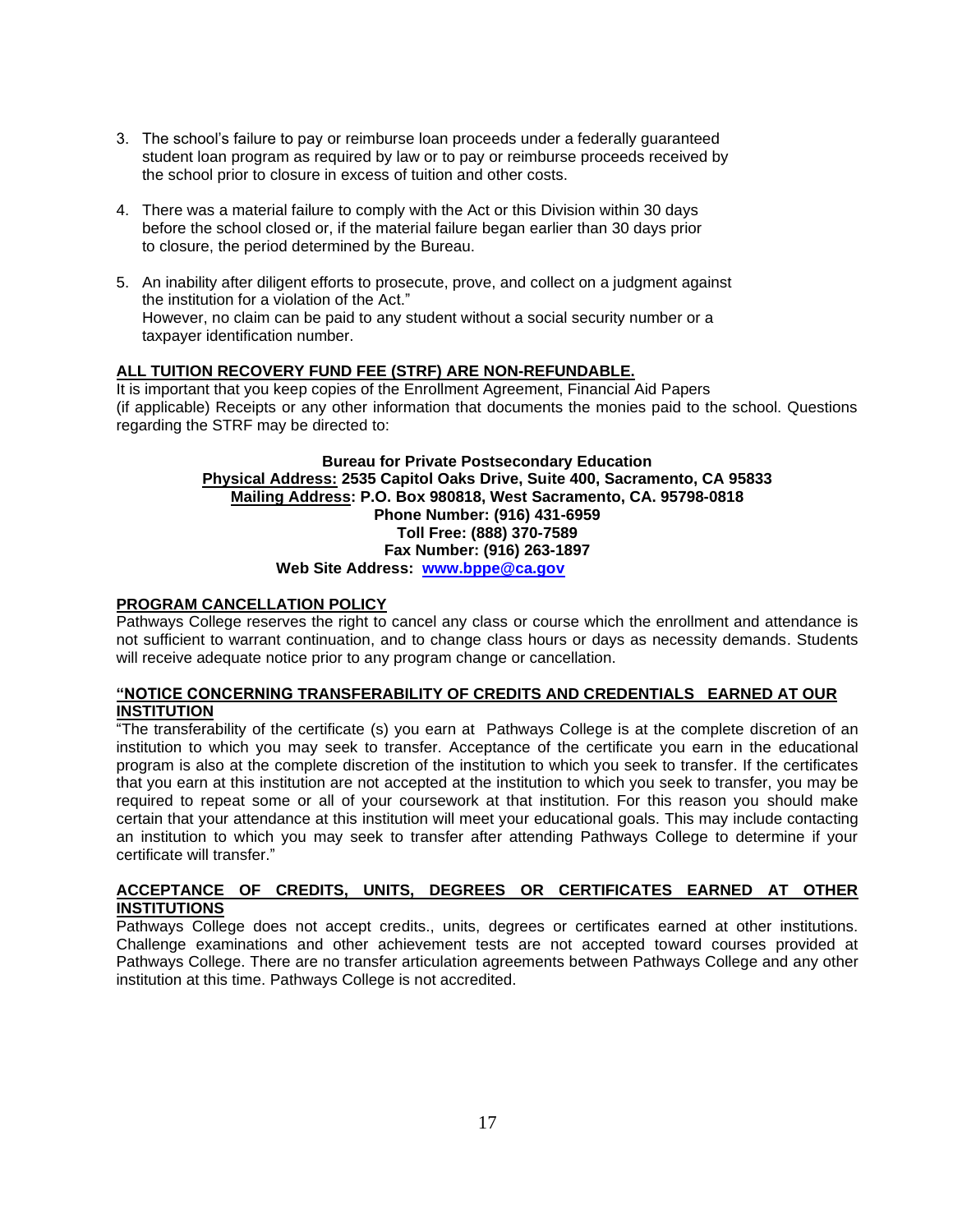3. The school's failure to pay or reimburse loan proceeds under a federally guaranteed student loan program as required by law or to pay or reimburse proceeds received by the school prior to closure in excess of tuition and other costs.

4. There was a material failure to comply with the Act or this Division within 30 days before the school closed or, if the material failure began earlier than 30 days prior to closure, the period determined by the Bureau.

5. An inability after diligent efforts to prosecute, prove, and collect on a judgment against the institution for a violation of the Act."
   However, no claim can be paid to any student without a social security number or a taxpayer identification number.

**ALL TUITION RECOVERY FUND FEE (STRF) ARE NON-REFUNDABLE.**

It is important that you keep copies of the Enrollment Agreement, Financial Aid Papers (if applicable) Receipts or any other information that documents the monies paid to the school. Questions regarding the STRF may be directed to:

**Bureau for Private Postsecondary Education**
**Physical Address: 2535 Capitol Oaks Drive, Suite 400, Sacramento, CA 95833**
**Mailing Address: P.O. Box 980818, West Sacramento, CA. 95798-0818**
**Phone Number: (916) 431-6959**
**Toll Free: (888) 370-7589**
**Fax Number: (916) 263-1897**
**Web Site Address: www.bppe@ca.gov**

**PROGRAM CANCELLATION POLICY**

Pathways College reserves the right to cancel any class or course which the enrollment and attendance is not sufficient to warrant continuation, and to change class hours or days as necessity demands. Students will receive adequate notice prior to any program change or cancellation.

**"NOTICE CONCERNING TRANSFERABILITY OF CREDITS AND CREDENTIALS EARNED AT OUR INSTITUTION**

"The transferability of the certificate (s) you earn at Pathways College is at the complete discretion of an institution to which you may seek to transfer. Acceptance of the certificate you earn in the educational program is also at the complete discretion of the institution to which you seek to transfer. If the certificates that you earn at this institution are not accepted at the institution to which you seek to transfer, you may be required to repeat some or all of your coursework at that institution. For this reason you should make certain that your attendance at this institution will meet your educational goals. This may include contacting an institution to which you may seek to transfer after attending Pathways College to determine if your certificate will transfer."

**ACCEPTANCE OF CREDITS, UNITS, DEGREES OR CERTIFICATES EARNED AT OTHER INSTITUTIONS**

Pathways College does not accept credits., units, degrees or certificates earned at other institutions. Challenge examinations and other achievement tests are not accepted toward courses provided at Pathways College. There are no transfer articulation agreements between Pathways College and any other institution at this time. Pathways College is not accredited.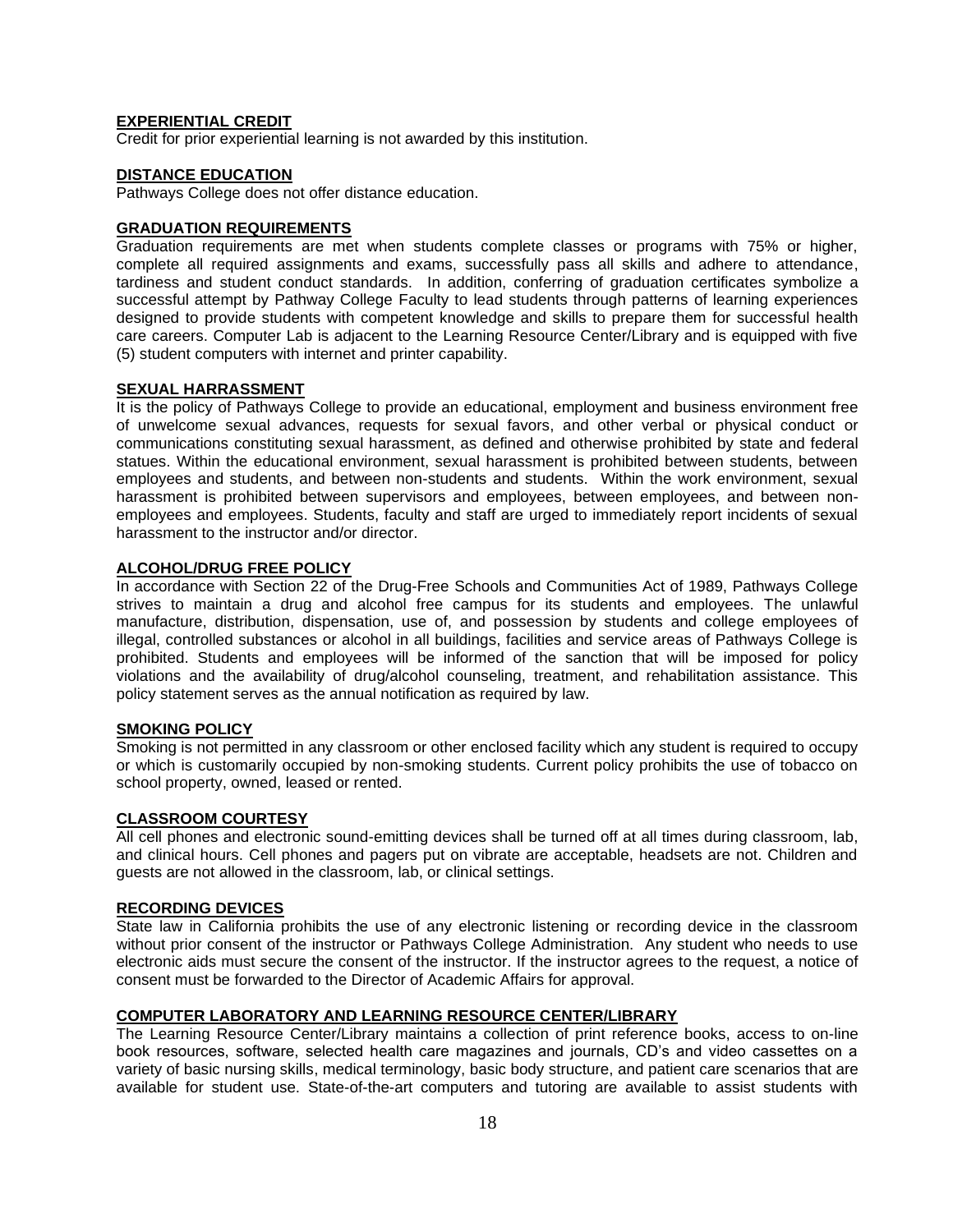**EXPERIENTIAL CREDIT**

Credit for prior experiential learning is not awarded by this institution.

**DISTANCE EDUCATION**

Pathways College does not offer distance education.

**GRADUATION REQUIREMENTS**

Graduation requirements are met when students complete classes or programs with 75% or higher, complete all required assignments and exams, successfully pass all skills and adhere to attendance, tardiness and student conduct standards. In addition, conferring of graduation certificates symbolize a successful attempt by Pathway College Faculty to lead students through patterns of learning experiences designed to provide students with competent knowledge and skills to prepare them for successful health care careers. Computer Lab is adjacent to the Learning Resource Center/Library and is equipped with five (5) student computers with internet and printer capability.

**SEXUAL HARRASSMENT**

It is the policy of Pathways College to provide an educational, employment and business environment free of unwelcome sexual advances, requests for sexual favors, and other verbal or physical conduct or communications constituting sexual harassment, as defined and otherwise prohibited by state and federal statues. Within the educational environment, sexual harassment is prohibited between students, between employees and students, and between non-students and students. Within the work environment, sexual harassment is prohibited between supervisors and employees, between employees, and between non-employees and employees. Students, faculty and staff are urged to immediately report incidents of sexual harassment to the instructor and/or director.

**ALCOHOL/DRUG FREE POLICY**

In accordance with Section 22 of the Drug-Free Schools and Communities Act of 1989, Pathways College strives to maintain a drug and alcohol free campus for its students and employees. The unlawful manufacture, distribution, dispensation, use of, and possession by students and college employees of illegal, controlled substances or alcohol in all buildings, facilities and service areas of Pathways College is prohibited. Students and employees will be informed of the sanction that will be imposed for policy violations and the availability of drug/alcohol counseling, treatment, and rehabilitation assistance. This policy statement serves as the annual notification as required by law.

**SMOKING POLICY**

Smoking is not permitted in any classroom or other enclosed facility which any student is required to occupy or which is customarily occupied by non-smoking students. Current policy prohibits the use of tobacco on school property, owned, leased or rented.

**CLASSROOM COURTESY**

All cell phones and electronic sound-emitting devices shall be turned off at all times during classroom, lab, and clinical hours. Cell phones and pagers put on vibrate are acceptable, headsets are not. Children and guests are not allowed in the classroom, lab, or clinical settings.

**RECORDING DEVICES**

State law in California prohibits the use of any electronic listening or recording device in the classroom without prior consent of the instructor or Pathways College Administration. Any student who needs to use electronic aids must secure the consent of the instructor. If the instructor agrees to the request, a notice of consent must be forwarded to the Director of Academic Affairs for approval.

**COMPUTER LABORATORY AND LEARNING RESOURCE CENTER/LIBRARY**

The Learning Resource Center/Library maintains a collection of print reference books, access to on-line book resources, software, selected health care magazines and journals, CD's and video cassettes on a variety of basic nursing skills, medical terminology, basic body structure, and patient care scenarios that are available for student use. State-of-the-art computers and tutoring are available to assist students with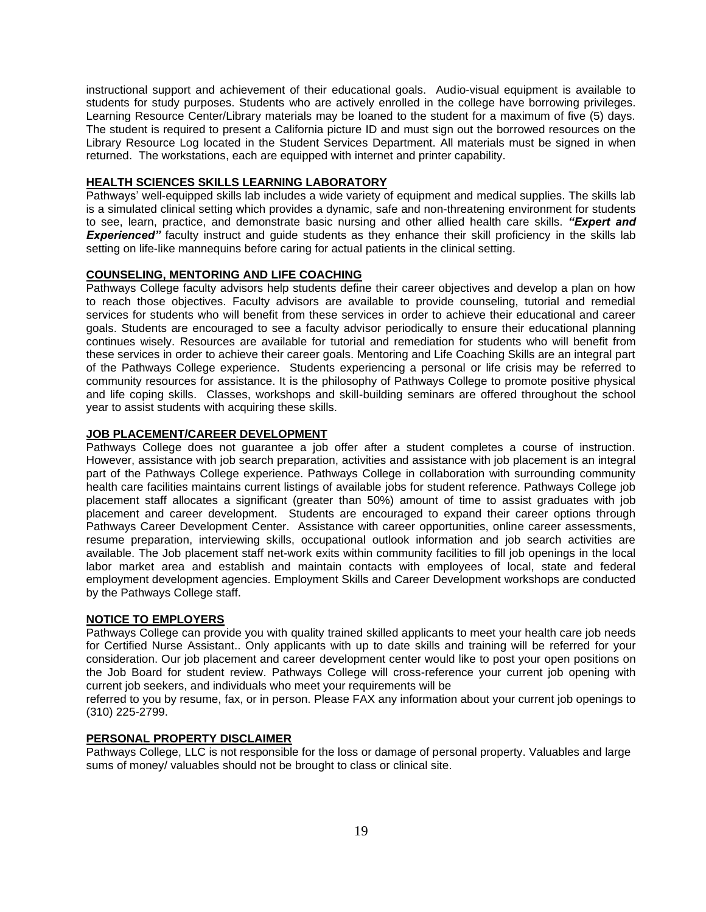instructional support and achievement of their educational goals. Audio-visual equipment is available to students for study purposes. Students who are actively enrolled in the college have borrowing privileges. Learning Resource Center/Library materials may be loaned to the student for a maximum of five (5) days. The student is required to present a California picture ID and must sign out the borrowed resources on the Library Resource Log located in the Student Services Department. All materials must be signed in when returned. The workstations, each are equipped with internet and printer capability.

## HEALTH SCIENCES SKILLS LEARNING LABORATORY

Pathways' well-equipped skills lab includes a wide variety of equipment and medical supplies. The skills lab is a simulated clinical setting which provides a dynamic, safe and non-threatening environment for students to see, learn, practice, and demonstrate basic nursing and other allied health care skills. ***"Expert and Experienced"*** faculty instruct and guide students as they enhance their skill proficiency in the skills lab setting on life-like mannequins before caring for actual patients in the clinical setting.

## COUNSELING, MENTORING AND LIFE COACHING

Pathways College faculty advisors help students define their career objectives and develop a plan on how to reach those objectives. Faculty advisors are available to provide counseling, tutorial and remedial services for students who will benefit from these services in order to achieve their educational and career goals. Students are encouraged to see a faculty advisor periodically to ensure their educational planning continues wisely. Resources are available for tutorial and remediation for students who will benefit from these services in order to achieve their career goals. Mentoring and Life Coaching Skills are an integral part of the Pathways College experience. Students experiencing a personal or life crisis may be referred to community resources for assistance. It is the philosophy of Pathways College to promote positive physical and life coping skills. Classes, workshops and skill-building seminars are offered throughout the school year to assist students with acquiring these skills.

## JOB PLACEMENT/CAREER DEVELOPMENT

Pathways College does not guarantee a job offer after a student completes a course of instruction. However, assistance with job search preparation, activities and assistance with job placement is an integral part of the Pathways College experience. Pathways College in collaboration with surrounding community health care facilities maintains current listings of available jobs for student reference. Pathways College job placement staff allocates a significant (greater than 50%) amount of time to assist graduates with job placement and career development. Students are encouraged to expand their career options through Pathways Career Development Center. Assistance with career opportunities, online career assessments, resume preparation, interviewing skills, occupational outlook information and job search activities are available. The Job placement staff net-work exits within community facilities to fill job openings in the local labor market area and establish and maintain contacts with employees of local, state and federal employment development agencies. Employment Skills and Career Development workshops are conducted by the Pathways College staff.

## NOTICE TO EMPLOYERS

Pathways College can provide you with quality trained skilled applicants to meet your health care job needs for Certified Nurse Assistant.. Only applicants with up to date skills and training will be referred for your consideration. Our job placement and career development center would like to post your open positions on the Job Board for student review. Pathways College will cross-reference your current job opening with current job seekers, and individuals who meet your requirements will be
referred to you by resume, fax, or in person. Please FAX any information about your current job openings to (310) 225-2799.

## PERSONAL PROPERTY DISCLAIMER

Pathways College, LLC is not responsible for the loss or damage of personal property. Valuables and large sums of money/ valuables should not be brought to class or clinical site.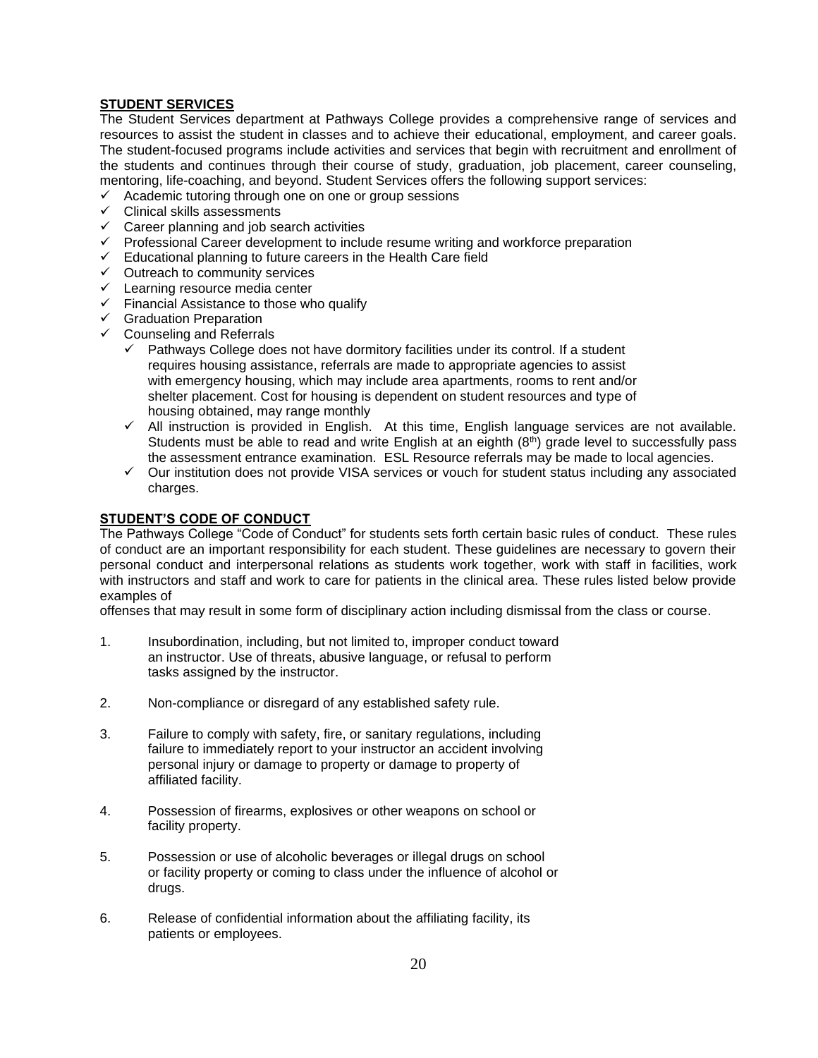**STUDENT SERVICES**

The Student Services department at Pathways College provides a comprehensive range of services and resources to assist the student in classes and to achieve their educational, employment, and career goals. The student-focused programs include activities and services that begin with recruitment and enrollment of the students and continues through their course of study, graduation, job placement, career counseling, mentoring, life-coaching, and beyond. Student Services offers the following support services:

- ✓ Academic tutoring through one on one or group sessions
- ✓ Clinical skills assessments
- ✓ Career planning and job search activities
- ✓ Professional Career development to include resume writing and workforce preparation
- ✓ Educational planning to future careers in the Health Care field
- ✓ Outreach to community services
- ✓ Learning resource media center
- ✓ Financial Assistance to those who qualify
- ✓ Graduation Preparation
- ✓ Counseling and Referrals
    - ✓ Pathways College does not have dormitory facilities under its control. If a student requires housing assistance, referrals are made to appropriate agencies to assist with emergency housing, which may include area apartments, rooms to rent and/or shelter placement. Cost for housing is dependent on student resources and type of housing obtained, may range monthly
    - ✓ All instruction is provided in English. At this time, English language services are not available. Students must be able to read and write English at an eighth (8th) grade level to successfully pass the assessment entrance examination. ESL Resource referrals may be made to local agencies.
    - ✓ Our institution does not provide VISA services or vouch for student status including any associated charges.

**STUDENT'S CODE OF CONDUCT**

The Pathways College "Code of Conduct" for students sets forth certain basic rules of conduct. These rules of conduct are an important responsibility for each student. These guidelines are necessary to govern their personal conduct and interpersonal relations as students work together, work with staff in facilities, work with instructors and staff and work to care for patients in the clinical area. These rules listed below provide examples of offenses that may result in some form of disciplinary action including dismissal from the class or course.

1. Insubordination, including, but not limited to, improper conduct toward an instructor. Use of threats, abusive language, or refusal to perform tasks assigned by the instructor.

2. Non-compliance or disregard of any established safety rule.

3. Failure to comply with safety, fire, or sanitary regulations, including failure to immediately report to your instructor an accident involving personal injury or damage to property or damage to property of affiliated facility.

4. Possession of firearms, explosives or other weapons on school or facility property.

5. Possession or use of alcoholic beverages or illegal drugs on school or facility property or coming to class under the influence of alcohol or drugs.

6. Release of confidential information about the affiliating facility, its patients or employees.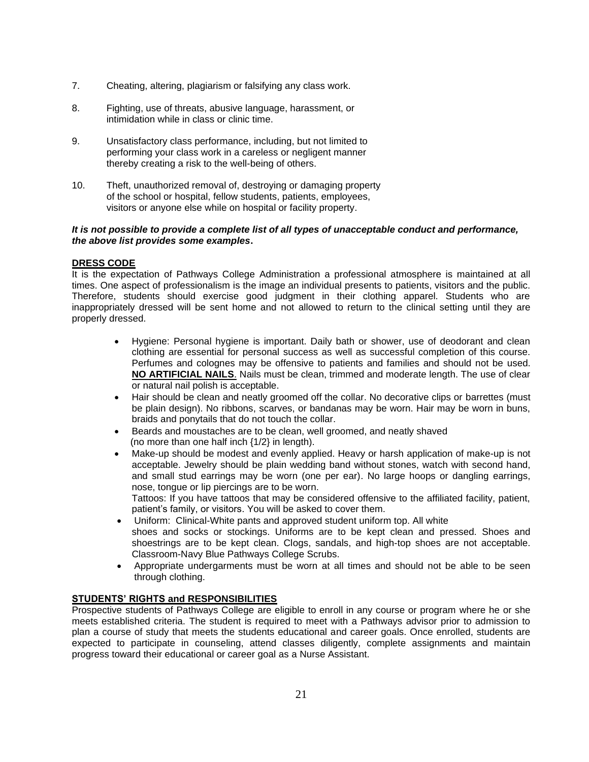7. Cheating, altering, plagiarism or falsifying any class work.

8. Fighting, use of threats, abusive language, harassment, or intimidation while in class or clinic time.

9. Unsatisfactory class performance, including, but not limited to performing your class work in a careless or negligent manner thereby creating a risk to the well-being of others.

10. Theft, unauthorized removal of, destroying or damaging property of the school or hospital, fellow students, patients, employees, visitors or anyone else while on hospital or facility property.

***It is not possible to provide a complete list of all types of unacceptable conduct and performance, the above list provides some examples*.**

**DRESS CODE**

It is the expectation of Pathways College Administration a professional atmosphere is maintained at all times. One aspect of professionalism is the image an individual presents to patients, visitors and the public. Therefore, students should exercise good judgment in their clothing apparel. Students who are inappropriately dressed will be sent home and not allowed to return to the clinical setting until they are properly dressed.

- Hygiene: Personal hygiene is important. Daily bath or shower, use of deodorant and clean clothing are essential for personal success as well as successful completion of this course. Perfumes and colognes may be offensive to patients and families and should not be used. **NO ARTIFICIAL NAILS**. Nails must be clean, trimmed and moderate length. The use of clear or natural nail polish is acceptable.
- Hair should be clean and neatly groomed off the collar. No decorative clips or barrettes (must be plain design). No ribbons, scarves, or bandanas may be worn. Hair may be worn in buns, braids and ponytails that do not touch the collar.
- Beards and moustaches are to be clean, well groomed, and neatly shaved (no more than one half inch {1/2} in length).
- Make-up should be modest and evenly applied. Heavy or harsh application of make-up is not acceptable. Jewelry should be plain wedding band without stones, watch with second hand, and small stud earrings may be worn (one per ear). No large hoops or dangling earrings, nose, tongue or lip piercings are to be worn.
  Tattoos: If you have tattoos that may be considered offensive to the affiliated facility, patient, patient's family, or visitors. You will be asked to cover them.
- Uniform: Clinical-White pants and approved student uniform top. All white shoes and socks or stockings. Uniforms are to be kept clean and pressed. Shoes and shoestrings are to be kept clean. Clogs, sandals, and high-top shoes are not acceptable. Classroom-Navy Blue Pathways College Scrubs.
- Appropriate undergarments must be worn at all times and should not be able to be seen through clothing.

**STUDENTS' RIGHTS and RESPONSIBILITIES**

Prospective students of Pathways College are eligible to enroll in any course or program where he or she meets established criteria. The student is required to meet with a Pathways advisor prior to admission to plan a course of study that meets the students educational and career goals. Once enrolled, students are expected to participate in counseling, attend classes diligently, complete assignments and maintain progress toward their educational or career goal as a Nurse Assistant.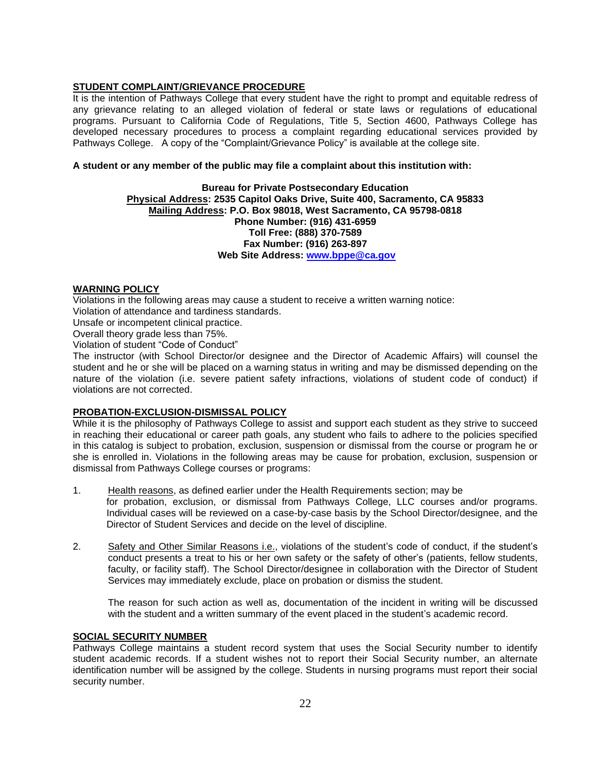## STUDENT COMPLAINT/GRIEVANCE PROCEDURE

It is the intention of Pathways College that every student have the right to prompt and equitable redress of any grievance relating to an alleged violation of federal or state laws or regulations of educational programs. Pursuant to California Code of Regulations, Title 5, Section 4600, Pathways College has developed necessary procedures to process a complaint regarding educational services provided by Pathways College. A copy of the "Complaint/Grievance Policy" is available at the college site.

**A student or any member of the public may file a complaint about this institution with:**

**Bureau for Private Postsecondary Education**
**Physical Address: 2535 Capitol Oaks Drive, Suite 400, Sacramento, CA 95833**
**Mailing Address: P.O. Box 98018, West Sacramento, CA 95798-0818**
**Phone Number: (916) 431-6959**
**Toll Free: (888) 370-7589**
**Fax Number: (916) 263-897**
**Web Site Address: www.bppe@ca.gov**

## WARNING POLICY

Violations in the following areas may cause a student to receive a written warning notice:
Violation of attendance and tardiness standards.
Unsafe or incompetent clinical practice.
Overall theory grade less than 75%.
Violation of student "Code of Conduct"
The instructor (with School Director/or designee and the Director of Academic Affairs) will counsel the student and he or she will be placed on a warning status in writing and may be dismissed depending on the nature of the violation (i.e. severe patient safety infractions, violations of student code of conduct) if violations are not corrected.

## PROBATION-EXCLUSION-DISMISSAL POLICY

While it is the philosophy of Pathways College to assist and support each student as they strive to succeed in reaching their educational or career path goals, any student who fails to adhere to the policies specified in this catalog is subject to probation, exclusion, suspension or dismissal from the course or program he or she is enrolled in. Violations in the following areas may be cause for probation, exclusion, suspension or dismissal from Pathways College courses or programs:

1. Health reasons, as defined earlier under the Health Requirements section; may be for probation, exclusion, or dismissal from Pathways College, LLC courses and/or programs. Individual cases will be reviewed on a case-by-case basis by the School Director/designee, and the Director of Student Services and decide on the level of discipline.

2. Safety and Other Similar Reasons i.e., violations of the student's code of conduct, if the student's conduct presents a treat to his or her own safety or the safety of other's (patients, fellow students, faculty, or facility staff). The School Director/designee in collaboration with the Director of Student Services may immediately exclude, place on probation or dismiss the student.

   The reason for such action as well as, documentation of the incident in writing will be discussed with the student and a written summary of the event placed in the student's academic record.

## SOCIAL SECURITY NUMBER

Pathways College maintains a student record system that uses the Social Security number to identify student academic records. If a student wishes not to report their Social Security number, an alternate identification number will be assigned by the college. Students in nursing programs must report their social security number.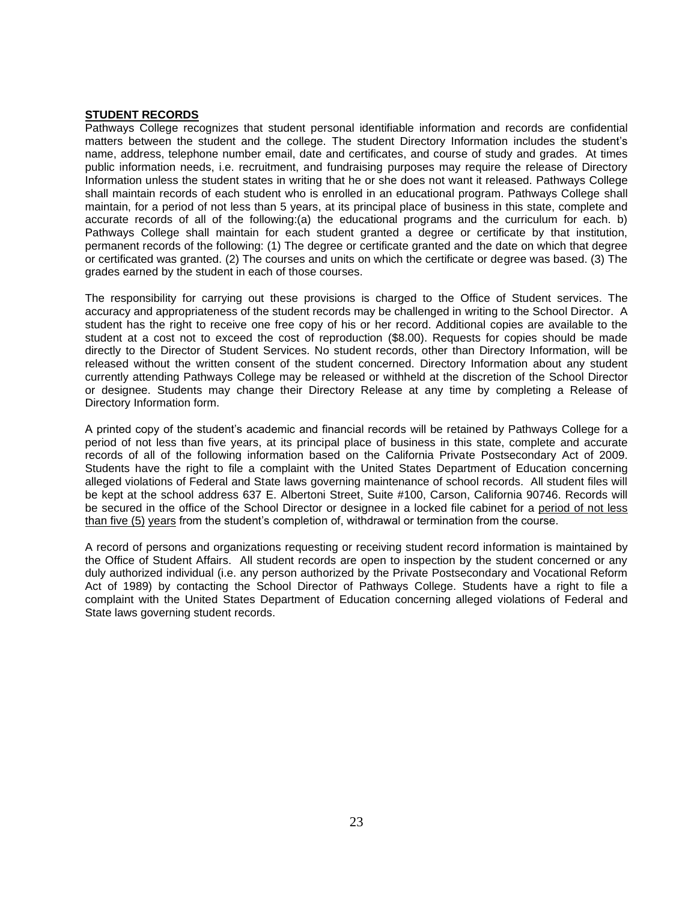## STUDENT RECORDS

Pathways College recognizes that student personal identifiable information and records are confidential matters between the student and the college. The student Directory Information includes the student's name, address, telephone number email, date and certificates, and course of study and grades. At times public information needs, i.e. recruitment, and fundraising purposes may require the release of Directory Information unless the student states in writing that he or she does not want it released. Pathways College shall maintain records of each student who is enrolled in an educational program. Pathways College shall maintain, for a period of not less than 5 years, at its principal place of business in this state, complete and accurate records of all of the following:(a) the educational programs and the curriculum for each. b) Pathways College shall maintain for each student granted a degree or certificate by that institution, permanent records of the following: (1) The degree or certificate granted and the date on which that degree or certificated was granted. (2) The courses and units on which the certificate or degree was based. (3) The grades earned by the student in each of those courses.

The responsibility for carrying out these provisions is charged to the Office of Student services. The accuracy and appropriateness of the student records may be challenged in writing to the School Director. A student has the right to receive one free copy of his or her record. Additional copies are available to the student at a cost not to exceed the cost of reproduction ($8.00). Requests for copies should be made directly to the Director of Student Services. No student records, other than Directory Information, will be released without the written consent of the student concerned. Directory Information about any student currently attending Pathways College may be released or withheld at the discretion of the School Director or designee. Students may change their Directory Release at any time by completing a Release of Directory Information form.

A printed copy of the student's academic and financial records will be retained by Pathways College for a period of not less than five years, at its principal place of business in this state, complete and accurate records of all of the following information based on the California Private Postsecondary Act of 2009. Students have the right to file a complaint with the United States Department of Education concerning alleged violations of Federal and State laws governing maintenance of school records. All student files will be kept at the school address 637 E. Albertoni Street, Suite #100, Carson, California 90746. Records will be secured in the office of the School Director or designee in a locked file cabinet for a period of not less than five (5) years from the student's completion of, withdrawal or termination from the course.

A record of persons and organizations requesting or receiving student record information is maintained by the Office of Student Affairs. All student records are open to inspection by the student concerned or any duly authorized individual (i.e. any person authorized by the Private Postsecondary and Vocational Reform Act of 1989) by contacting the School Director of Pathways College. Students have a right to file a complaint with the United States Department of Education concerning alleged violations of Federal and State laws governing student records.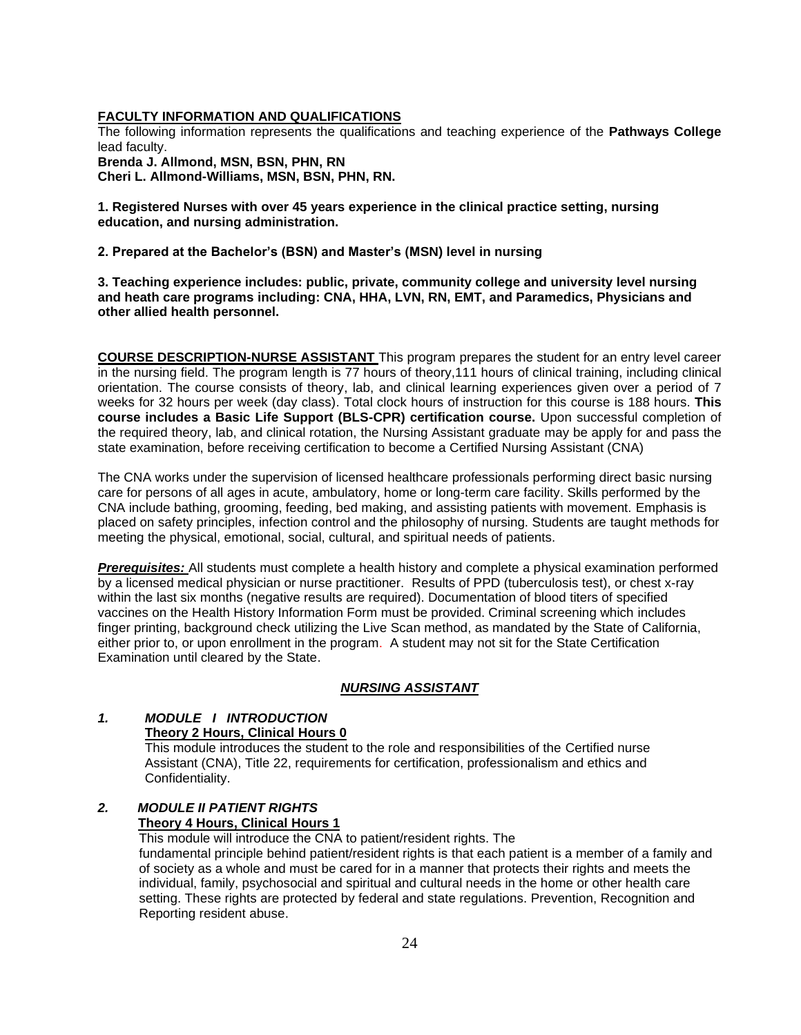**FACULTY INFORMATION AND QUALIFICATIONS**

The following information represents the qualifications and teaching experience of the **Pathways College** lead faculty.

**Brenda J. Allmond, MSN, BSN, PHN, RN**
**Cheri L. Allmond-Williams, MSN, BSN, PHN, RN.**

**1. Registered Nurses with over 45 years experience in the clinical practice setting, nursing education, and nursing administration.**

**2. Prepared at the Bachelor's (BSN) and Master's (MSN) level in nursing**

**3. Teaching experience includes: public, private, community college and university level nursing and heath care programs including: CNA, HHA, LVN, RN, EMT, and Paramedics, Physicians and other allied health personnel.**

**COURSE DESCRIPTION-NURSE ASSISTANT** This program prepares the student for an entry level career in the nursing field. The program length is 77 hours of theory,111 hours of clinical training, including clinical orientation. The course consists of theory, lab, and clinical learning experiences given over a period of 7 weeks for 32 hours per week (day class). Total clock hours of instruction for this course is 188 hours. **This course includes a Basic Life Support (BLS-CPR) certification course.** Upon successful completion of the required theory, lab, and clinical rotation, the Nursing Assistant graduate may be apply for and pass the state examination, before receiving certification to become a Certified Nursing Assistant (CNA)

The CNA works under the supervision of licensed healthcare professionals performing direct basic nursing care for persons of all ages in acute, ambulatory, home or long-term care facility. Skills performed by the CNA include bathing, grooming, feeding, bed making, and assisting patients with movement. Emphasis is placed on safety principles, infection control and the philosophy of nursing. Students are taught methods for meeting the physical, emotional, social, cultural, and spiritual needs of patients.

***Prerequisites:*** All students must complete a health history and complete a physical examination performed by a licensed medical physician or nurse practitioner. Results of PPD (tuberculosis test), or chest x-ray within the last six months (negative results are required). Documentation of blood titers of specified vaccines on the Health History Information Form must be provided. Criminal screening which includes finger printing, background check utilizing the Live Scan method, as mandated by the State of California, either prior to, or upon enrollment in the program. A student may not sit for the State Certification Examination until cleared by the State.

## ***NURSING ASSISTANT***

1. ***MODULE I INTRODUCTION***
   **Theory 2 Hours, Clinical Hours 0**
   This module introduces the student to the role and responsibilities of the Certified nurse Assistant (CNA), Title 22, requirements for certification, professionalism and ethics and Confidentiality.

2. ***MODULE II PATIENT RIGHTS***
   **Theory 4 Hours, Clinical Hours 1**
   This module will introduce the CNA to patient/resident rights. The fundamental principle behind patient/resident rights is that each patient is a member of a family and of society as a whole and must be cared for in a manner that protects their rights and meets the individual, family, psychosocial and spiritual and cultural needs in the home or other health care setting. These rights are protected by federal and state regulations. Prevention, Recognition and Reporting resident abuse.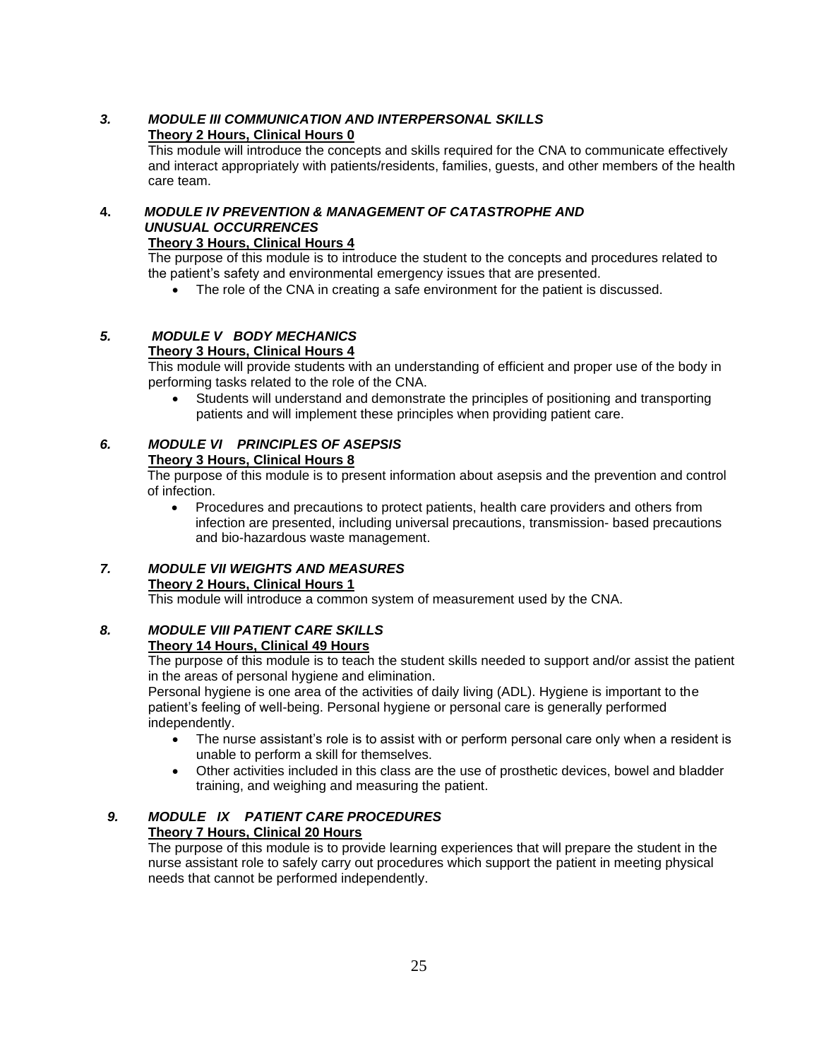### 3. *MODULE III COMMUNICATION AND INTERPERSONAL SKILLS*

**Theory 2 Hours, Clinical Hours 0**

This module will introduce the concepts and skills required for the CNA to communicate effectively and interact appropriately with patients/residents, families, guests, and other members of the health care team.

### 4. *MODULE IV PREVENTION & MANAGEMENT OF CATASTROPHE AND UNUSUAL OCCURRENCES*

**Theory 3 Hours, Clinical Hours 4**

The purpose of this module is to introduce the student to the concepts and procedures related to the patient's safety and environmental emergency issues that are presented.

- The role of the CNA in creating a safe environment for the patient is discussed.

### 5. *MODULE V BODY MECHANICS*

**Theory 3 Hours, Clinical Hours 4**

This module will provide students with an understanding of efficient and proper use of the body in performing tasks related to the role of the CNA.

- Students will understand and demonstrate the principles of positioning and transporting patients and will implement these principles when providing patient care.

### 6. *MODULE VI PRINCIPLES OF ASEPSIS*

**Theory 3 Hours, Clinical Hours 8**

The purpose of this module is to present information about asepsis and the prevention and control of infection.

- Procedures and precautions to protect patients, health care providers and others from infection are presented, including universal precautions, transmission- based precautions and bio-hazardous waste management.

### 7. *MODULE VII WEIGHTS AND MEASURES*

**Theory 2 Hours, Clinical Hours 1**

This module will introduce a common system of measurement used by the CNA.

### 8. *MODULE VIII PATIENT CARE SKILLS*

**Theory 14 Hours, Clinical 49 Hours**

The purpose of this module is to teach the student skills needed to support and/or assist the patient in the areas of personal hygiene and elimination.

Personal hygiene is one area of the activities of daily living (ADL). Hygiene is important to the patient's feeling of well-being. Personal hygiene or personal care is generally performed independently.

- The nurse assistant's role is to assist with or perform personal care only when a resident is unable to perform a skill for themselves.
- Other activities included in this class are the use of prosthetic devices, bowel and bladder training, and weighing and measuring the patient.

### 9. *MODULE IX PATIENT CARE PROCEDURES*

**Theory 7 Hours, Clinical 20 Hours**

The purpose of this module is to provide learning experiences that will prepare the student in the nurse assistant role to safely carry out procedures which support the patient in meeting physical needs that cannot be performed independently.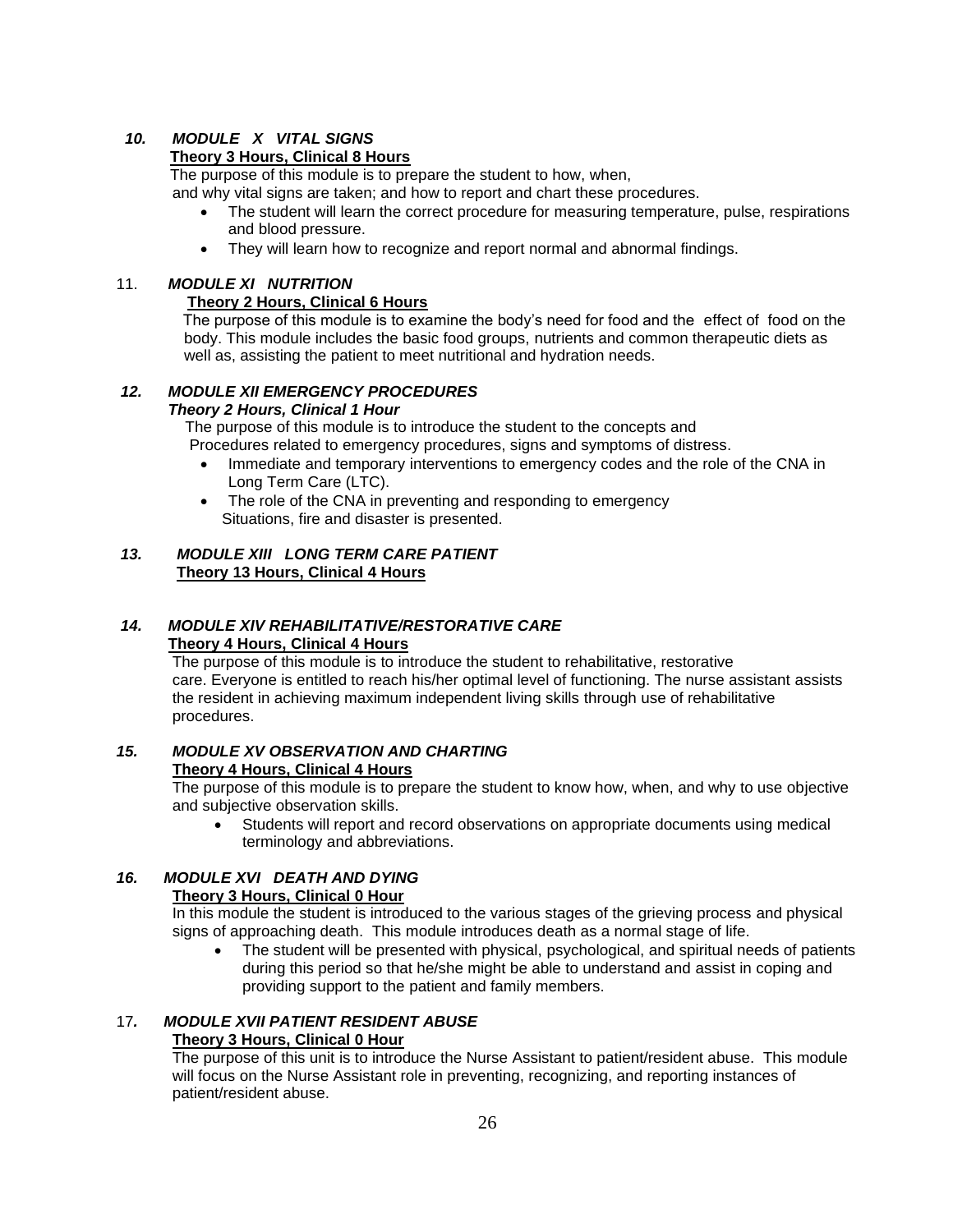### *10. MODULE X VITAL SIGNS*

**Theory 3 Hours, Clinical 8 Hours**

The purpose of this module is to prepare the student to how, when, and why vital signs are taken; and how to report and chart these procedures.

- The student will learn the correct procedure for measuring temperature, pulse, respirations and blood pressure.
- They will learn how to recognize and report normal and abnormal findings.

### 11. *MODULE XI NUTRITION*

**Theory 2 Hours, Clinical 6 Hours**

The purpose of this module is to examine the body's need for food and the effect of food on the body. This module includes the basic food groups, nutrients and common therapeutic diets as well as, assisting the patient to meet nutritional and hydration needs.

### *12. MODULE XII EMERGENCY PROCEDURES*

***Theory 2 Hours, Clinical 1 Hour***

The purpose of this module is to introduce the student to the concepts and Procedures related to emergency procedures, signs and symptoms of distress.

- Immediate and temporary interventions to emergency codes and the role of the CNA in Long Term Care (LTC).
- The role of the CNA in preventing and responding to emergency Situations, fire and disaster is presented.

### *13. MODULE XIII LONG TERM CARE PATIENT*

**Theory 13 Hours, Clinical 4 Hours**

### *14. MODULE XIV REHABILITATIVE/RESTORATIVE CARE*

**Theory 4 Hours, Clinical 4 Hours**

The purpose of this module is to introduce the student to rehabilitative, restorative care. Everyone is entitled to reach his/her optimal level of functioning. The nurse assistant assists the resident in achieving maximum independent living skills through use of rehabilitative procedures.

### *15. MODULE XV OBSERVATION AND CHARTING*

**Theory 4 Hours, Clinical 4 Hours**

The purpose of this module is to prepare the student to know how, when, and why to use objective and subjective observation skills.

- Students will report and record observations on appropriate documents using medical terminology and abbreviations.

### *16. MODULE XVI DEATH AND DYING*

**Theory 3 Hours, Clinical 0 Hour**

In this module the student is introduced to the various stages of the grieving process and physical signs of approaching death. This module introduces death as a normal stage of life.

- The student will be presented with physical, psychological, and spiritual needs of patients during this period so that he/she might be able to understand and assist in coping and providing support to the patient and family members.

### 17*. MODULE XVII PATIENT RESIDENT ABUSE*

**Theory 3 Hours, Clinical 0 Hour**

The purpose of this unit is to introduce the Nurse Assistant to patient/resident abuse. This module will focus on the Nurse Assistant role in preventing, recognizing, and reporting instances of patient/resident abuse.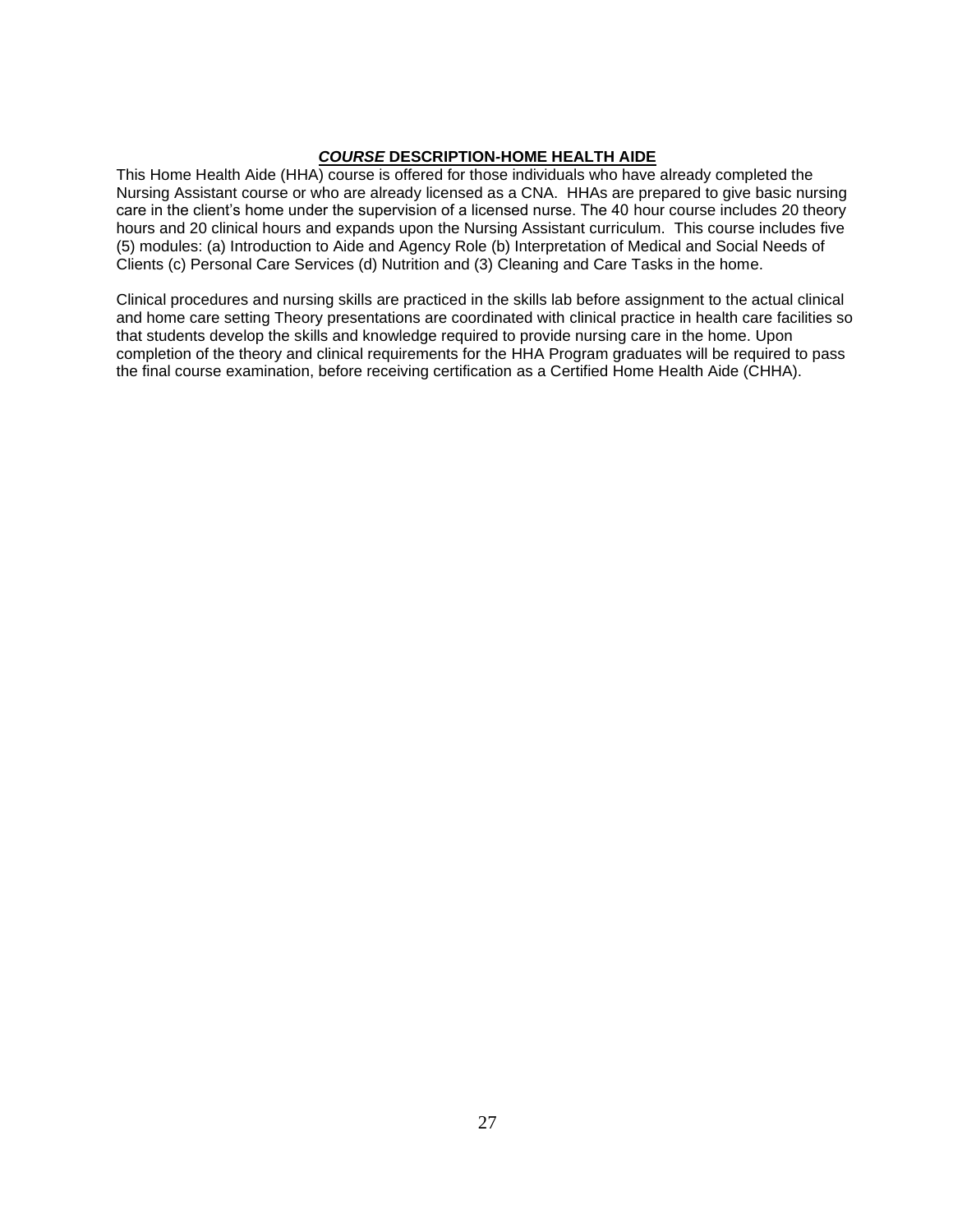## ***COURSE*** **DESCRIPTION-HOME HEALTH AIDE**

This Home Health Aide (HHA) course is offered for those individuals who have already completed the Nursing Assistant course or who are already licensed as a CNA. HHAs are prepared to give basic nursing care in the client's home under the supervision of a licensed nurse. The 40 hour course includes 20 theory hours and 20 clinical hours and expands upon the Nursing Assistant curriculum. This course includes five (5) modules: (a) Introduction to Aide and Agency Role (b) Interpretation of Medical and Social Needs of Clients (c) Personal Care Services (d) Nutrition and (3) Cleaning and Care Tasks in the home.

Clinical procedures and nursing skills are practiced in the skills lab before assignment to the actual clinical and home care setting Theory presentations are coordinated with clinical practice in health care facilities so that students develop the skills and knowledge required to provide nursing care in the home. Upon completion of the theory and clinical requirements for the HHA Program graduates will be required to pass the final course examination, before receiving certification as a Certified Home Health Aide (CHHA).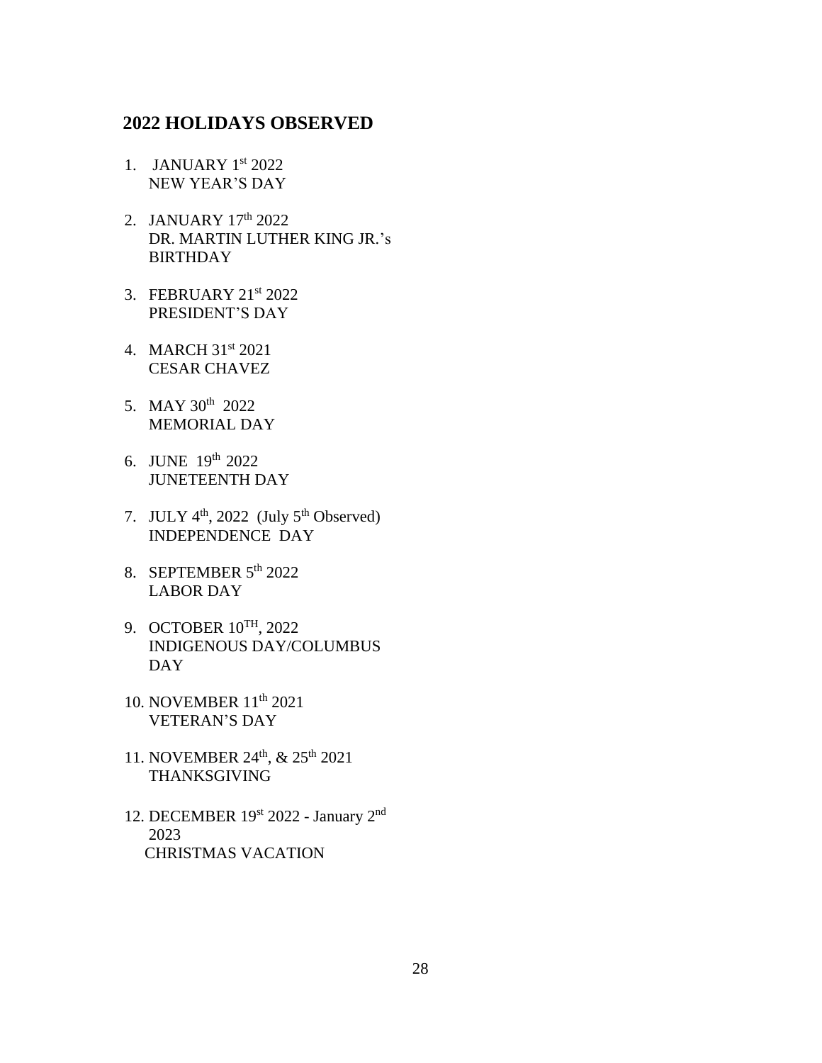## 2022 HOLIDAYS OBSERVED

1. JANUARY 1st 2022
   NEW YEAR'S DAY

2. JANUARY 17th 2022
   DR. MARTIN LUTHER KING JR.'s BIRTHDAY

3. FEBRUARY 21st 2022
   PRESIDENT'S DAY

4. MARCH 31st 2021
   CESAR CHAVEZ

5. MAY 30th 2022
   MEMORIAL DAY

6. JUNE 19th 2022
   JUNETEENTH DAY

7. JULY 4th, 2022 (July 5th Observed)
   INDEPENDENCE DAY

8. SEPTEMBER 5th 2022
   LABOR DAY

9. OCTOBER 10TH, 2022
   INDIGENOUS DAY/COLUMBUS DAY

10. NOVEMBER 11th 2021
    VETERAN'S DAY

11. NOVEMBER 24th, & 25th 2021
    THANKSGIVING

12. DECEMBER 19st 2022 - January 2nd 2023
    CHRISTMAS VACATION